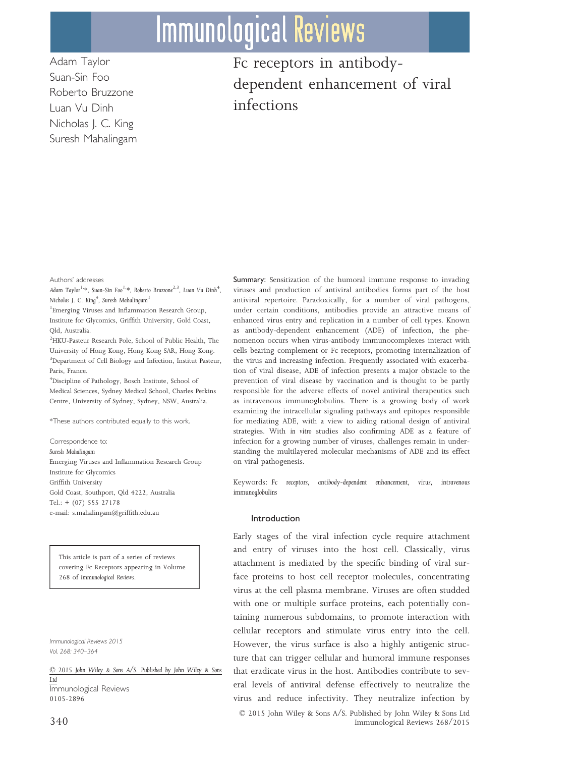# Fc receptors in antibody-dependent enhancement of viral infections

Adam Taylor
Suan-Sin Foo
Roberto Bruzzone
Luan Vu Dinh
Nicholas J. C. King
Suresh Mahalingam

Authors' addresses

*Adam Taylor*[1,*], *Suan-Sin Foo*[1,*], *Roberto Bruzzone*[2,3], *Luan Vu Dinh*[4], *Nicholas J. C. King*[4], *Suresh Mahalingam*[1]

[1]Emerging Viruses and Inflammation Research Group, Institute for Glycomics, Griffith University, Gold Coast, Qld, Australia.

[2]HKU-Pasteur Research Pole, School of Public Health, The University of Hong Kong, Hong Kong SAR, Hong Kong.

[3]Department of Cell Biology and Infection, Institut Pasteur, Paris, France.

[4]Discipline of Pathology, Bosch Institute, School of Medical Sciences, Sydney Medical School, Charles Perkins Centre, University of Sydney, Sydney, NSW, Australia.

*These authors contributed equally to this work.

Correspondence to:
*Suresh Mahalingam*
Emerging Viruses and Inflammation Research Group
Institute for Glycomics
Griffith University
Gold Coast, Southport, Qld 4222, Australia
Tel.: + (07) 555 27178
e-mail: s.mahalingam@griffith.edu.au

This article is part of a series of reviews covering Fc Receptors appearing in Volume 268 of *Immunological Reviews*.

**Summary:** Sensitization of the humoral immune response to invading viruses and production of antiviral antibodies forms part of the host antiviral repertoire. Paradoxically, for a number of viral pathogens, under certain conditions, antibodies provide an attractive means of enhanced virus entry and replication in a number of cell types. Known as antibody-dependent enhancement (ADE) of infection, the phenomenon occurs when virus-antibody immunocomplexes interact with cells bearing complement or Fc receptors, promoting internalization of the virus and increasing infection. Frequently associated with exacerbation of viral disease, ADE of infection presents a major obstacle to the prevention of viral disease by vaccination and is thought to be partly responsible for the adverse effects of novel antiviral therapeutics such as intravenous immunoglobulins. There is a growing body of work examining the intracellular signaling pathways and epitopes responsible for mediating ADE, with a view to aiding rational design of antiviral strategies. With *in vitro* studies also confirming ADE as a feature of infection for a growing number of viruses, challenges remain in understanding the multilayered molecular mechanisms of ADE and its effect on viral pathogenesis.

Keywords: *Fc receptors, antibody-dependent enhancement, virus, intravenous immunoglobulins*

## Introduction

Early stages of the viral infection cycle require attachment and entry of viruses into the host cell. Classically, virus attachment is mediated by the specific binding of viral surface proteins to host cell receptor molecules, concentrating virus at the cell plasma membrane. Viruses are often studded with one or multiple surface proteins, each potentially containing numerous subdomains, to promote interaction with cellular receptors and stimulate virus entry into the cell. However, the virus surface is also a highly antigenic structure that can trigger cellular and humoral immune responses that eradicate virus in the host. Antibodies contribute to several levels of antiviral defense effectively to neutralize the virus and reduce infectivity. They neutralize infection by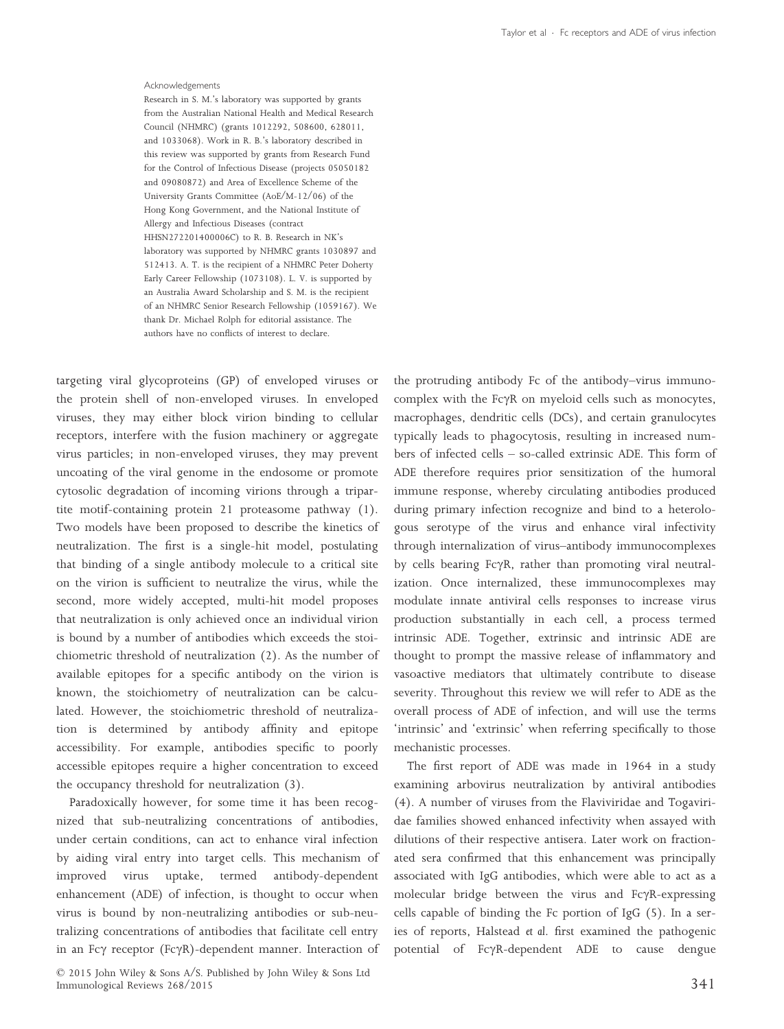#### Acknowledgements

Research in S. M.'s laboratory was supported by grants from the Australian National Health and Medical Research Council (NHMRC) (grants 1012292, 508600, 628011, and 1033068). Work in R. B.'s laboratory described in this review was supported by grants from Research Fund for the Control of Infectious Disease (projects 05050182 and 09080872) and Area of Excellence Scheme of the University Grants Committee (AoE/M-12/06) of the Hong Kong Government, and the National Institute of Allergy and Infectious Diseases (contract HHSN272201400006C) to R. B. Research in NK's laboratory was supported by NHMRC grants 1030897 and 512413. A. T. is the recipient of a NHMRC Peter Doherty Early Career Fellowship (1073108). L. V. is supported by an Australia Award Scholarship and S. M. is the recipient of an NHMRC Senior Research Fellowship (1059167). We thank Dr. Michael Rolph for editorial assistance. The authors have no conflicts of interest to declare.

targeting viral glycoproteins (GP) of enveloped viruses or the protein shell of non-enveloped viruses. In enveloped viruses, they may either block virion binding to cellular receptors, interfere with the fusion machinery or aggregate virus particles; in non-enveloped viruses, they may prevent uncoating of the viral genome in the endosome or promote cytosolic degradation of incoming virions through a tripartite motif-containing protein 21 proteasome pathway (1). Two models have been proposed to describe the kinetics of neutralization. The first is a single-hit model, postulating that binding of a single antibody molecule to a critical site on the virion is sufficient to neutralize the virus, while the second, more widely accepted, multi-hit model proposes that neutralization is only achieved once an individual virion is bound by a number of antibodies which exceeds the stoichiometric threshold of neutralization (2). As the number of available epitopes for a specific antibody on the virion is known, the stoichiometry of neutralization can be calculated. However, the stoichiometric threshold of neutralization is determined by antibody affinity and epitope accessibility. For example, antibodies specific to poorly accessible epitopes require a higher concentration to exceed the occupancy threshold for neutralization (3).

Paradoxically however, for some time it has been recognized that sub-neutralizing concentrations of antibodies, under certain conditions, can act to enhance viral infection by aiding viral entry into target cells. This mechanism of improved virus uptake, termed antibody-dependent enhancement (ADE) of infection, is thought to occur when virus is bound by non-neutralizing antibodies or sub-neutralizing concentrations of antibodies that facilitate cell entry in an Fcγ receptor (FcγR)-dependent manner. Interaction of the protruding antibody Fc of the antibody–virus immunocomplex with the FcγR on myeloid cells such as monocytes, macrophages, dendritic cells (DCs), and certain granulocytes typically leads to phagocytosis, resulting in increased numbers of infected cells – so-called extrinsic ADE. This form of ADE therefore requires prior sensitization of the humoral immune response, whereby circulating antibodies produced during primary infection recognize and bind to a heterologous serotype of the virus and enhance viral infectivity through internalization of virus–antibody immunocomplexes by cells bearing FcγR, rather than promoting viral neutralization. Once internalized, these immunocomplexes may modulate innate antiviral cells responses to increase virus production substantially in each cell, a process termed intrinsic ADE. Together, extrinsic and intrinsic ADE are thought to prompt the massive release of inflammatory and vasoactive mediators that ultimately contribute to disease severity. Throughout this review we will refer to ADE as the overall process of ADE of infection, and will use the terms 'intrinsic' and 'extrinsic' when referring specifically to those mechanistic processes.

The first report of ADE was made in 1964 in a study examining arbovirus neutralization by antiviral antibodies (4). A number of viruses from the Flaviviridae and Togaviridae families showed enhanced infectivity when assayed with dilutions of their respective antisera. Later work on fractionated sera confirmed that this enhancement was principally associated with IgG antibodies, which were able to act as a molecular bridge between the virus and FcγR-expressing cells capable of binding the Fc portion of IgG (5). In a series of reports, Halstead *et al.* first examined the pathogenic potential of FcγR-dependent ADE to cause dengue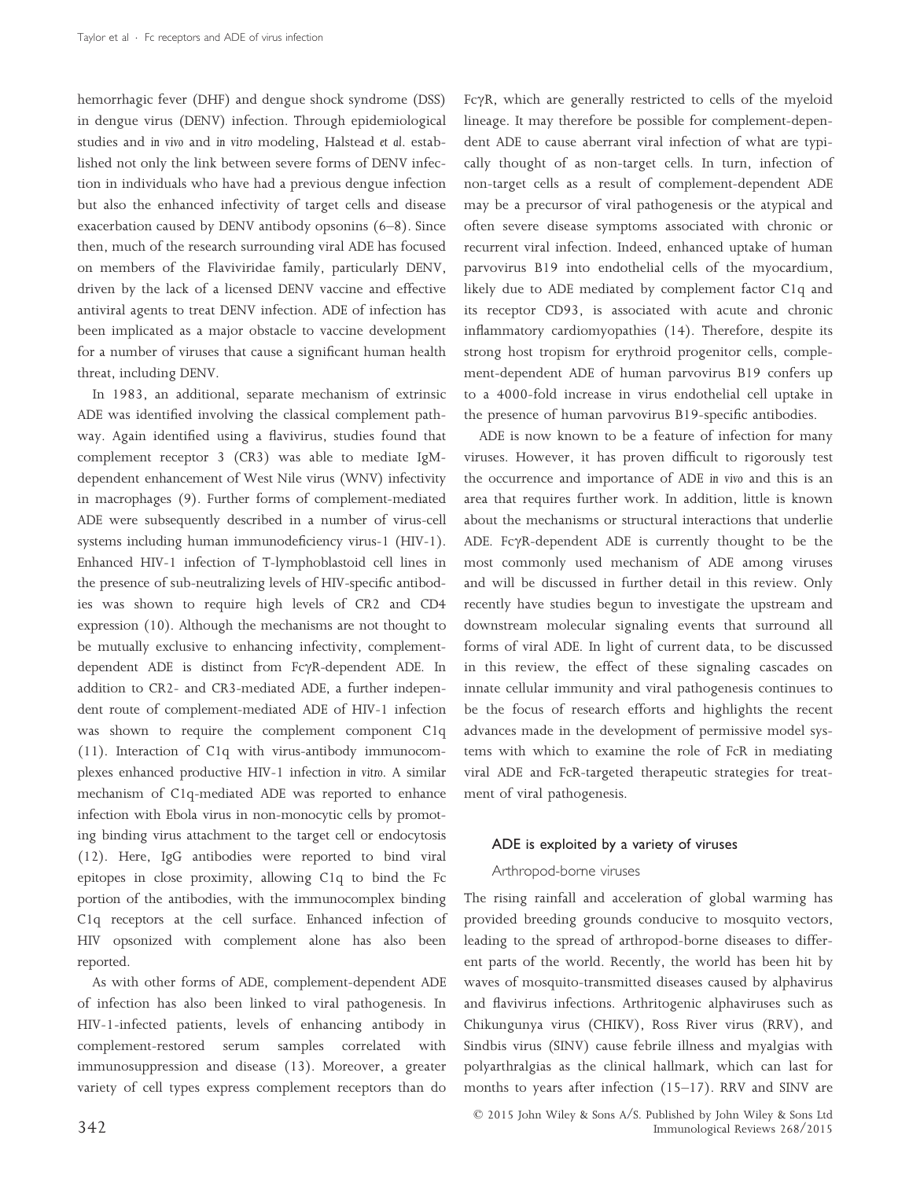hemorrhagic fever (DHF) and dengue shock syndrome (DSS) in dengue virus (DENV) infection. Through epidemiological studies and *in vivo* and *in vitro* modeling, Halstead *et al*. established not only the link between severe forms of DENV infection in individuals who have had a previous dengue infection but also the enhanced infectivity of target cells and disease exacerbation caused by DENV antibody opsonins (6–8). Since then, much of the research surrounding viral ADE has focused on members of the Flaviviridae family, particularly DENV, driven by the lack of a licensed DENV vaccine and effective antiviral agents to treat DENV infection. ADE of infection has been implicated as a major obstacle to vaccine development for a number of viruses that cause a significant human health threat, including DENV.

In 1983, an additional, separate mechanism of extrinsic ADE was identified involving the classical complement pathway. Again identified using a flavivirus, studies found that complement receptor 3 (CR3) was able to mediate IgM-dependent enhancement of West Nile virus (WNV) infectivity in macrophages (9). Further forms of complement-mediated ADE were subsequently described in a number of virus-cell systems including human immunodeficiency virus-1 (HIV-1). Enhanced HIV-1 infection of T-lymphoblastoid cell lines in the presence of sub-neutralizing levels of HIV-specific antibodies was shown to require high levels of CR2 and CD4 expression (10). Although the mechanisms are not thought to be mutually exclusive to enhancing infectivity, complement-dependent ADE is distinct from FcγR-dependent ADE. In addition to CR2- and CR3-mediated ADE, a further independent route of complement-mediated ADE of HIV-1 infection was shown to require the complement component C1q (11). Interaction of C1q with virus-antibody immunocomplexes enhanced productive HIV-1 infection *in vitro*. A similar mechanism of C1q-mediated ADE was reported to enhance infection with Ebola virus in non-monocytic cells by promoting binding virus attachment to the target cell or endocytosis (12). Here, IgG antibodies were reported to bind viral epitopes in close proximity, allowing C1q to bind the Fc portion of the antibodies, with the immunocomplex binding C1q receptors at the cell surface. Enhanced infection of HIV opsonized with complement alone has also been reported.

As with other forms of ADE, complement-dependent ADE of infection has also been linked to viral pathogenesis. In HIV-1-infected patients, levels of enhancing antibody in complement-restored serum samples correlated with immunosuppression and disease (13). Moreover, a greater variety of cell types express complement receptors than do FcγR, which are generally restricted to cells of the myeloid lineage. It may therefore be possible for complement-dependent ADE to cause aberrant viral infection of what are typically thought of as non-target cells. In turn, infection of non-target cells as a result of complement-dependent ADE may be a precursor of viral pathogenesis or the atypical and often severe disease symptoms associated with chronic or recurrent viral infection. Indeed, enhanced uptake of human parvovirus B19 into endothelial cells of the myocardium, likely due to ADE mediated by complement factor C1q and its receptor CD93, is associated with acute and chronic inflammatory cardiomyopathies (14). Therefore, despite its strong host tropism for erythroid progenitor cells, complement-dependent ADE of human parvovirus B19 confers up to a 4000-fold increase in virus endothelial cell uptake in the presence of human parvovirus B19-specific antibodies.

ADE is now known to be a feature of infection for many viruses. However, it has proven difficult to rigorously test the occurrence and importance of ADE *in vivo* and this is an area that requires further work. In addition, little is known about the mechanisms or structural interactions that underlie ADE. FcγR-dependent ADE is currently thought to be the most commonly used mechanism of ADE among viruses and will be discussed in further detail in this review. Only recently have studies begun to investigate the upstream and downstream molecular signaling events that surround all forms of viral ADE. In light of current data, to be discussed in this review, the effect of these signaling cascades on innate cellular immunity and viral pathogenesis continues to be the focus of research efforts and highlights the recent advances made in the development of permissive model systems with which to examine the role of FcR in mediating viral ADE and FcR-targeted therapeutic strategies for treatment of viral pathogenesis.

## ADE is exploited by a variety of viruses

### Arthropod-borne viruses

The rising rainfall and acceleration of global warming has provided breeding grounds conducive to mosquito vectors, leading to the spread of arthropod-borne diseases to different parts of the world. Recently, the world has been hit by waves of mosquito-transmitted diseases caused by alphavirus and flavivirus infections. Arthritogenic alphaviruses such as Chikungunya virus (CHIKV), Ross River virus (RRV), and Sindbis virus (SINV) cause febrile illness and myalgias with polyarthralgias as the clinical hallmark, which can last for months to years after infection (15–17). RRV and SINV are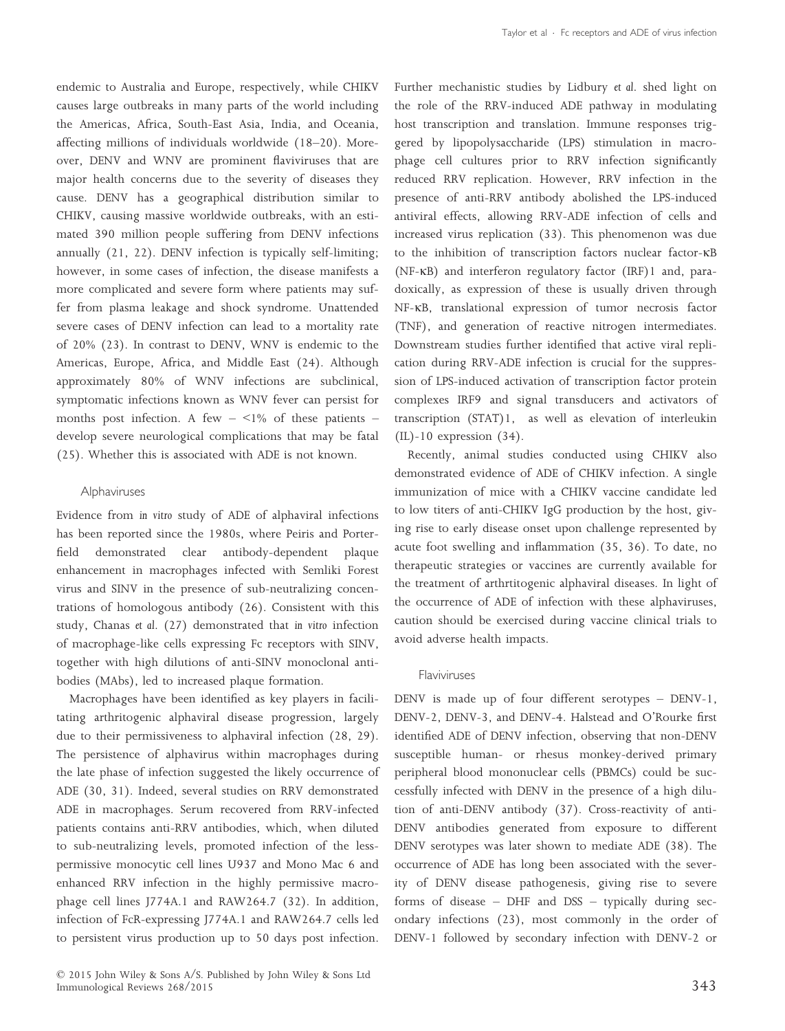endemic to Australia and Europe, respectively, while CHIKV causes large outbreaks in many parts of the world including the Americas, Africa, South-East Asia, India, and Oceania, affecting millions of individuals worldwide (18–20). Moreover, DENV and WNV are prominent flaviviruses that are major health concerns due to the severity of diseases they cause. DENV has a geographical distribution similar to CHIKV, causing massive worldwide outbreaks, with an estimated 390 million people suffering from DENV infections annually (21, 22). DENV infection is typically self-limiting; however, in some cases of infection, the disease manifests a more complicated and severe form where patients may suffer from plasma leakage and shock syndrome. Unattended severe cases of DENV infection can lead to a mortality rate of 20% (23). In contrast to DENV, WNV is endemic to the Americas, Europe, Africa, and Middle East (24). Although approximately 80% of WNV infections are subclinical, symptomatic infections known as WNV fever can persist for months post infection. A few – <1% of these patients – develop severe neurological complications that may be fatal (25). Whether this is associated with ADE is not known.

### Alphaviruses

Evidence from *in vitro* study of ADE of alphaviral infections has been reported since the 1980s, where Peiris and Porterfield demonstrated clear antibody-dependent plaque enhancement in macrophages infected with Semliki Forest virus and SINV in the presence of sub-neutralizing concentrations of homologous antibody (26). Consistent with this study, Chanas *et al.* (27) demonstrated that *in vitro* infection of macrophage-like cells expressing Fc receptors with SINV, together with high dilutions of anti-SINV monoclonal antibodies (MAbs), led to increased plaque formation.

Macrophages have been identified as key players in facilitating arthritogenic alphaviral disease progression, largely due to their permissiveness to alphaviral infection (28, 29). The persistence of alphavirus within macrophages during the late phase of infection suggested the likely occurrence of ADE (30, 31). Indeed, several studies on RRV demonstrated ADE in macrophages. Serum recovered from RRV-infected patients contains anti-RRV antibodies, which, when diluted to sub-neutralizing levels, promoted infection of the less-permissive monocytic cell lines U937 and Mono Mac 6 and enhanced RRV infection in the highly permissive macrophage cell lines J774A.1 and RAW264.7 (32). In addition, infection of FcR-expressing J774A.1 and RAW264.7 cells led to persistent virus production up to 50 days post infection. Further mechanistic studies by Lidbury *et al.* shed light on the role of the RRV-induced ADE pathway in modulating host transcription and translation. Immune responses triggered by lipopolysaccharide (LPS) stimulation in macrophage cell cultures prior to RRV infection significantly reduced RRV replication. However, RRV infection in the presence of anti-RRV antibody abolished the LPS-induced antiviral effects, allowing RRV-ADE infection of cells and increased virus replication (33). This phenomenon was due to the inhibition of transcription factors nuclear factor-κB (NF-κB) and interferon regulatory factor (IRF)1 and, paradoxically, as expression of these is usually driven through NF-κB, translational expression of tumor necrosis factor (TNF), and generation of reactive nitrogen intermediates. Downstream studies further identified that active viral replication during RRV-ADE infection is crucial for the suppression of LPS-induced activation of transcription factor protein complexes IRF9 and signal transducers and activators of transcription (STAT)1, as well as elevation of interleukin (IL)-10 expression (34).

Recently, animal studies conducted using CHIKV also demonstrated evidence of ADE of CHIKV infection. A single immunization of mice with a CHIKV vaccine candidate led to low titers of anti-CHIKV IgG production by the host, giving rise to early disease onset upon challenge represented by acute foot swelling and inflammation (35, 36). To date, no therapeutic strategies or vaccines are currently available for the treatment of arthrtitogenic alphaviral diseases. In light of the occurrence of ADE of infection with these alphaviruses, caution should be exercised during vaccine clinical trials to avoid adverse health impacts.

### Flaviviruses

DENV is made up of four different serotypes – DENV-1, DENV-2, DENV-3, and DENV-4. Halstead and O'Rourke first identified ADE of DENV infection, observing that non-DENV susceptible human- or rhesus monkey-derived primary peripheral blood mononuclear cells (PBMCs) could be successfully infected with DENV in the presence of a high dilution of anti-DENV antibody (37). Cross-reactivity of anti-DENV antibodies generated from exposure to different DENV serotypes was later shown to mediate ADE (38). The occurrence of ADE has long been associated with the severity of DENV disease pathogenesis, giving rise to severe forms of disease – DHF and DSS – typically during secondary infections (23), most commonly in the order of DENV-1 followed by secondary infection with DENV-2 or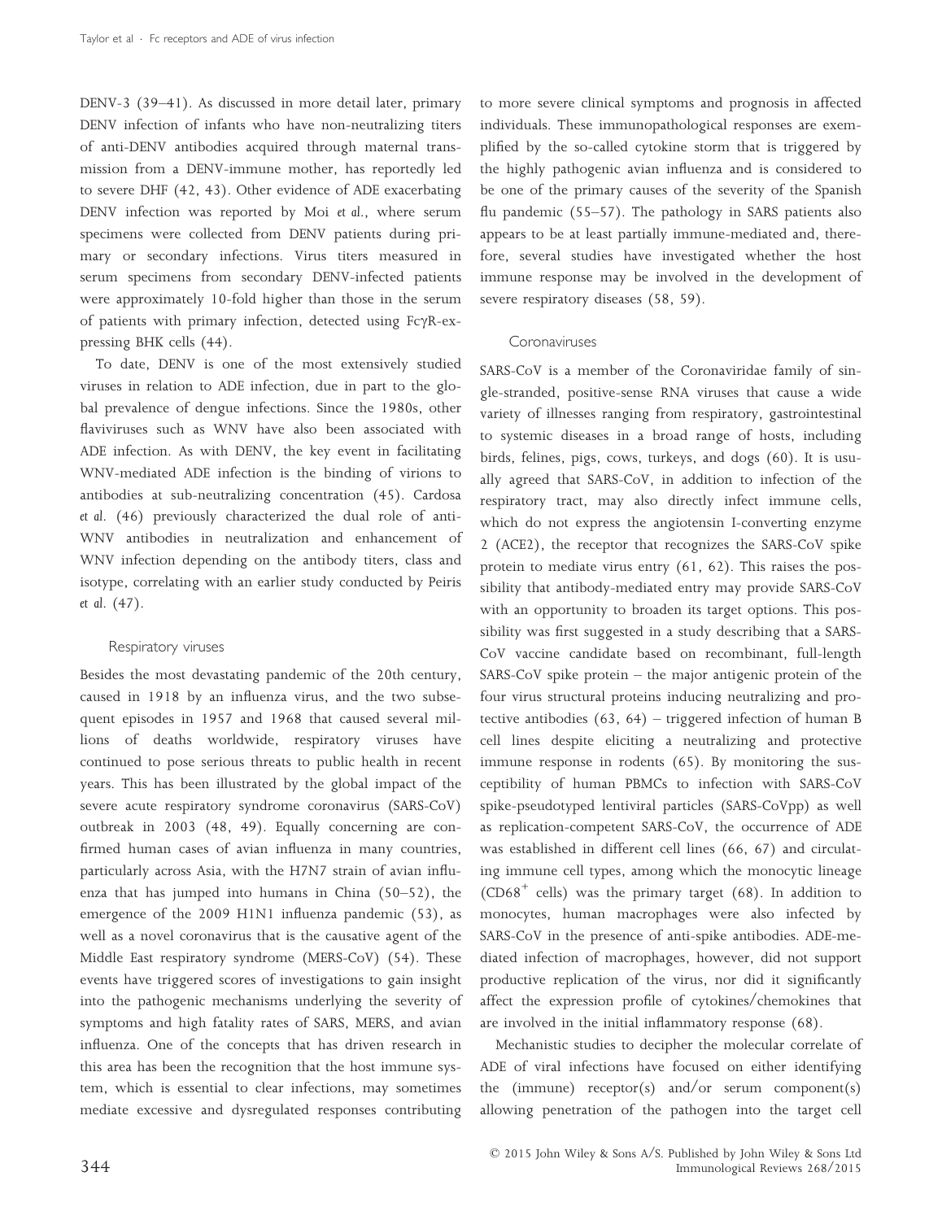DENV-3 (39–41). As discussed in more detail later, primary DENV infection of infants who have non-neutralizing titers of anti-DENV antibodies acquired through maternal transmission from a DENV-immune mother, has reportedly led to severe DHF (42, 43). Other evidence of ADE exacerbating DENV infection was reported by Moi *et al.*, where serum specimens were collected from DENV patients during primary or secondary infections. Virus titers measured in serum specimens from secondary DENV-infected patients were approximately 10-fold higher than those in the serum of patients with primary infection, detected using FcγR-expressing BHK cells (44).

To date, DENV is one of the most extensively studied viruses in relation to ADE infection, due in part to the global prevalence of dengue infections. Since the 1980s, other flaviviruses such as WNV have also been associated with ADE infection. As with DENV, the key event in facilitating WNV-mediated ADE infection is the binding of virions to antibodies at sub-neutralizing concentration (45). Cardosa *et al.* (46) previously characterized the dual role of anti-WNV antibodies in neutralization and enhancement of WNV infection depending on the antibody titers, class and isotype, correlating with an earlier study conducted by Peiris *et al.* (47).

### Respiratory viruses

Besides the most devastating pandemic of the 20th century, caused in 1918 by an influenza virus, and the two subsequent episodes in 1957 and 1968 that caused several millions of deaths worldwide, respiratory viruses have continued to pose serious threats to public health in recent years. This has been illustrated by the global impact of the severe acute respiratory syndrome coronavirus (SARS-CoV) outbreak in 2003 (48, 49). Equally concerning are confirmed human cases of avian influenza in many countries, particularly across Asia, with the H7N7 strain of avian influenza that has jumped into humans in China (50–52), the emergence of the 2009 H1N1 influenza pandemic (53), as well as a novel coronavirus that is the causative agent of the Middle East respiratory syndrome (MERS-CoV) (54). These events have triggered scores of investigations to gain insight into the pathogenic mechanisms underlying the severity of symptoms and high fatality rates of SARS, MERS, and avian influenza. One of the concepts that has driven research in this area has been the recognition that the host immune system, which is essential to clear infections, may sometimes mediate excessive and dysregulated responses contributing to more severe clinical symptoms and prognosis in affected individuals. These immunopathological responses are exemplified by the so-called cytokine storm that is triggered by the highly pathogenic avian influenza and is considered to be one of the primary causes of the severity of the Spanish flu pandemic (55–57). The pathology in SARS patients also appears to be at least partially immune-mediated and, therefore, several studies have investigated whether the host immune response may be involved in the development of severe respiratory diseases (58, 59).

### Coronaviruses

SARS-CoV is a member of the Coronaviridae family of single-stranded, positive-sense RNA viruses that cause a wide variety of illnesses ranging from respiratory, gastrointestinal to systemic diseases in a broad range of hosts, including birds, felines, pigs, cows, turkeys, and dogs (60). It is usually agreed that SARS-CoV, in addition to infection of the respiratory tract, may also directly infect immune cells, which do not express the angiotensin I-converting enzyme 2 (ACE2), the receptor that recognizes the SARS-CoV spike protein to mediate virus entry (61, 62). This raises the possibility that antibody-mediated entry may provide SARS-CoV with an opportunity to broaden its target options. This possibility was first suggested in a study describing that a SARS-CoV vaccine candidate based on recombinant, full-length SARS-CoV spike protein – the major antigenic protein of the four virus structural proteins inducing neutralizing and protective antibodies (63, 64) – triggered infection of human B cell lines despite eliciting a neutralizing and protective immune response in rodents (65). By monitoring the susceptibility of human PBMCs to infection with SARS-CoV spike-pseudotyped lentiviral particles (SARS-CoVpp) as well as replication-competent SARS-CoV, the occurrence of ADE was established in different cell lines (66, 67) and circulating immune cell types, among which the monocytic lineage ($CD68^+$ cells) was the primary target (68). In addition to monocytes, human macrophages were also infected by SARS-CoV in the presence of anti-spike antibodies. ADE-mediated infection of macrophages, however, did not support productive replication of the virus, nor did it significantly affect the expression profile of cytokines/chemokines that are involved in the initial inflammatory response (68).

Mechanistic studies to decipher the molecular correlate of ADE of viral infections have focused on either identifying the (immune) receptor(s) and/or serum component(s) allowing penetration of the pathogen into the target cell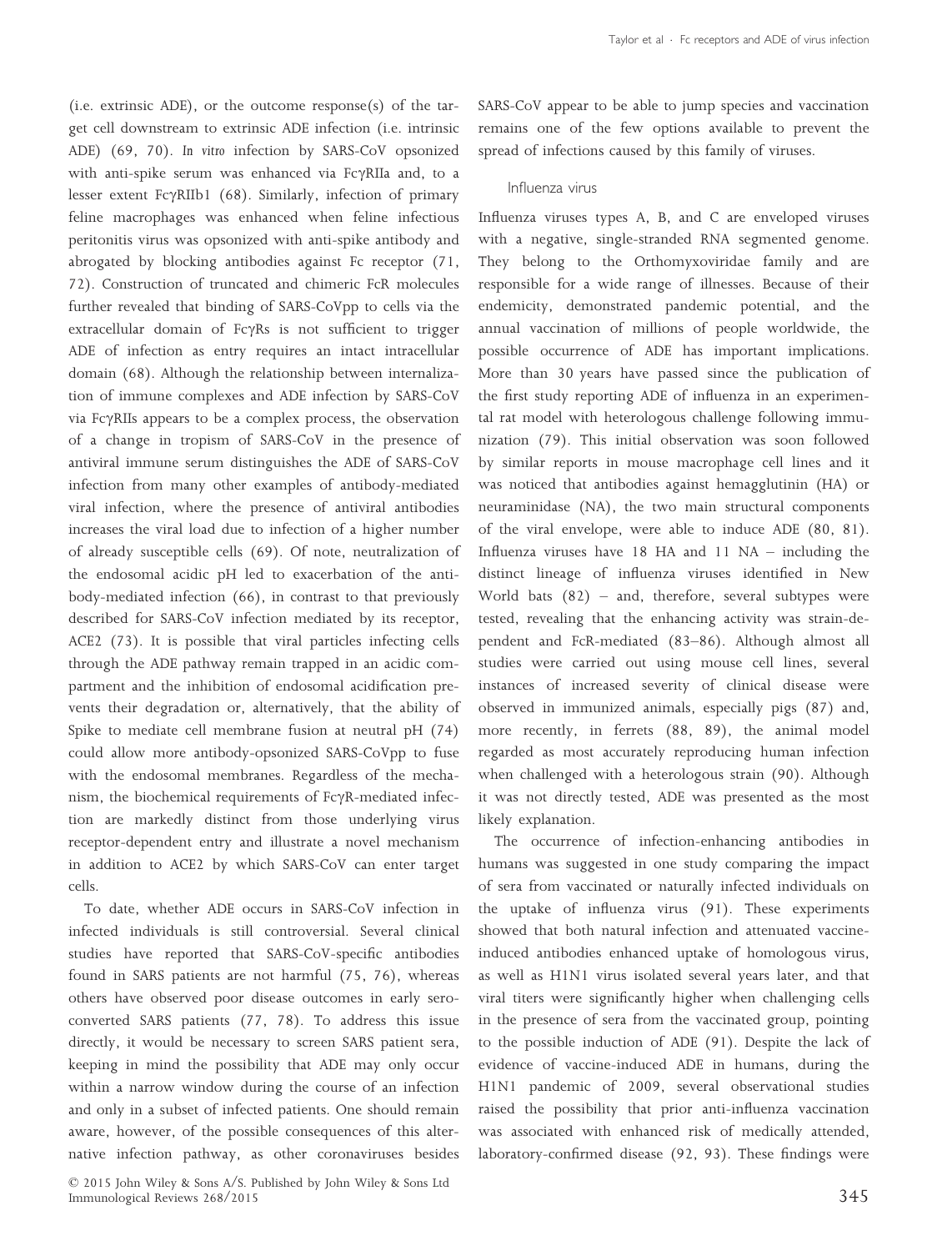(i.e. extrinsic ADE), or the outcome response(s) of the target cell downstream to extrinsic ADE infection (i.e. intrinsic ADE) (69, 70). *In vitro* infection by SARS-CoV opsonized with anti-spike serum was enhanced via FcγRIIa and, to a lesser extent FcγRIIb1 (68). Similarly, infection of primary feline macrophages was enhanced when feline infectious peritonitis virus was opsonized with anti-spike antibody and abrogated by blocking antibodies against Fc receptor (71, 72). Construction of truncated and chimeric FcR molecules further revealed that binding of SARS-CoVpp to cells via the extracellular domain of FcγRs is not sufficient to trigger ADE of infection as entry requires an intact intracellular domain (68). Although the relationship between internalization of immune complexes and ADE infection by SARS-CoV via FcγRIIs appears to be a complex process, the observation of a change in tropism of SARS-CoV in the presence of antiviral immune serum distinguishes the ADE of SARS-CoV infection from many other examples of antibody-mediated viral infection, where the presence of antiviral antibodies increases the viral load due to infection of a higher number of already susceptible cells (69). Of note, neutralization of the endosomal acidic pH led to exacerbation of the antibody-mediated infection (66), in contrast to that previously described for SARS-CoV infection mediated by its receptor, ACE2 (73). It is possible that viral particles infecting cells through the ADE pathway remain trapped in an acidic compartment and the inhibition of endosomal acidification prevents their degradation or, alternatively, that the ability of Spike to mediate cell membrane fusion at neutral pH (74) could allow more antibody-opsonized SARS-CoVpp to fuse with the endosomal membranes. Regardless of the mechanism, the biochemical requirements of FcγR-mediated infection are markedly distinct from those underlying virus receptor-dependent entry and illustrate a novel mechanism in addition to ACE2 by which SARS-CoV can enter target cells.

To date, whether ADE occurs in SARS-CoV infection in infected individuals is still controversial. Several clinical studies have reported that SARS-CoV-specific antibodies found in SARS patients are not harmful (75, 76), whereas others have observed poor disease outcomes in early seroconverted SARS patients (77, 78). To address this issue directly, it would be necessary to screen SARS patient sera, keeping in mind the possibility that ADE may only occur within a narrow window during the course of an infection and only in a subset of infected patients. One should remain aware, however, of the possible consequences of this alternative infection pathway, as other coronaviruses besides SARS-CoV appear to be able to jump species and vaccination remains one of the few options available to prevent the spread of infections caused by this family of viruses.

### Influenza virus

Influenza viruses types A, B, and C are enveloped viruses with a negative, single-stranded RNA segmented genome. They belong to the Orthomyxoviridae family and are responsible for a wide range of illnesses. Because of their endemicity, demonstrated pandemic potential, and the annual vaccination of millions of people worldwide, the possible occurrence of ADE has important implications. More than 30 years have passed since the publication of the first study reporting ADE of influenza in an experimental rat model with heterologous challenge following immunization (79). This initial observation was soon followed by similar reports in mouse macrophage cell lines and it was noticed that antibodies against hemagglutinin (HA) or neuraminidase (NA), the two main structural components of the viral envelope, were able to induce ADE (80, 81). Influenza viruses have 18 HA and 11 NA – including the distinct lineage of influenza viruses identified in New World bats (82) – and, therefore, several subtypes were tested, revealing that the enhancing activity was strain-dependent and FcR-mediated (83–86). Although almost all studies were carried out using mouse cell lines, several instances of increased severity of clinical disease were observed in immunized animals, especially pigs (87) and, more recently, in ferrets (88, 89), the animal model regarded as most accurately reproducing human infection when challenged with a heterologous strain (90). Although it was not directly tested, ADE was presented as the most likely explanation.

The occurrence of infection-enhancing antibodies in humans was suggested in one study comparing the impact of sera from vaccinated or naturally infected individuals on the uptake of influenza virus (91). These experiments showed that both natural infection and attenuated vaccine-induced antibodies enhanced uptake of homologous virus, as well as H1N1 virus isolated several years later, and that viral titers were significantly higher when challenging cells in the presence of sera from the vaccinated group, pointing to the possible induction of ADE (91). Despite the lack of evidence of vaccine-induced ADE in humans, during the H1N1 pandemic of 2009, several observational studies raised the possibility that prior anti-influenza vaccination was associated with enhanced risk of medically attended, laboratory-confirmed disease (92, 93). These findings were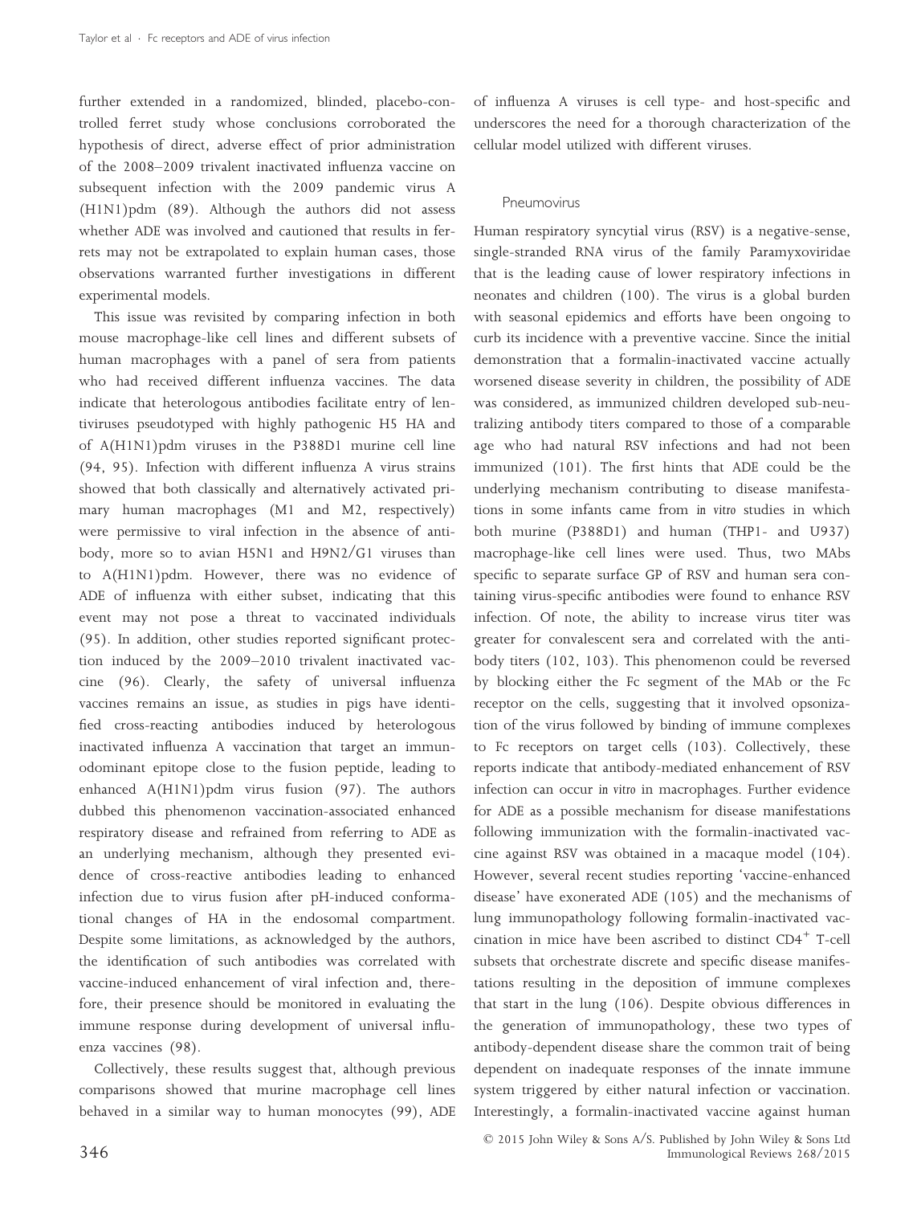further extended in a randomized, blinded, placebo-controlled ferret study whose conclusions corroborated the hypothesis of direct, adverse effect of prior administration of the 2008–2009 trivalent inactivated influenza vaccine on subsequent infection with the 2009 pandemic virus A (H1N1)pdm (89). Although the authors did not assess whether ADE was involved and cautioned that results in ferrets may not be extrapolated to explain human cases, those observations warranted further investigations in different experimental models.

This issue was revisited by comparing infection in both mouse macrophage-like cell lines and different subsets of human macrophages with a panel of sera from patients who had received different influenza vaccines. The data indicate that heterologous antibodies facilitate entry of lentiviruses pseudotyped with highly pathogenic H5 HA and of A(H1N1)pdm viruses in the P388D1 murine cell line (94, 95). Infection with different influenza A virus strains showed that both classically and alternatively activated primary human macrophages (M1 and M2, respectively) were permissive to viral infection in the absence of antibody, more so to avian H5N1 and H9N2/G1 viruses than to A(H1N1)pdm. However, there was no evidence of ADE of influenza with either subset, indicating that this event may not pose a threat to vaccinated individuals (95). In addition, other studies reported significant protection induced by the 2009–2010 trivalent inactivated vaccine (96). Clearly, the safety of universal influenza vaccines remains an issue, as studies in pigs have identified cross-reacting antibodies induced by heterologous inactivated influenza A vaccination that target an immunodominant epitope close to the fusion peptide, leading to enhanced A(H1N1)pdm virus fusion (97). The authors dubbed this phenomenon vaccination-associated enhanced respiratory disease and refrained from referring to ADE as an underlying mechanism, although they presented evidence of cross-reactive antibodies leading to enhanced infection due to virus fusion after pH-induced conformational changes of HA in the endosomal compartment. Despite some limitations, as acknowledged by the authors, the identification of such antibodies was correlated with vaccine-induced enhancement of viral infection and, therefore, their presence should be monitored in evaluating the immune response during development of universal influenza vaccines (98).

Collectively, these results suggest that, although previous comparisons showed that murine macrophage cell lines behaved in a similar way to human monocytes (99), ADE of influenza A viruses is cell type- and host-specific and underscores the need for a thorough characterization of the cellular model utilized with different viruses.

### Pneumovirus

Human respiratory syncytial virus (RSV) is a negative-sense, single-stranded RNA virus of the family Paramyxoviridae that is the leading cause of lower respiratory infections in neonates and children (100). The virus is a global burden with seasonal epidemics and efforts have been ongoing to curb its incidence with a preventive vaccine. Since the initial demonstration that a formalin-inactivated vaccine actually worsened disease severity in children, the possibility of ADE was considered, as immunized children developed sub-neutralizing antibody titers compared to those of a comparable age who had natural RSV infections and had not been immunized (101). The first hints that ADE could be the underlying mechanism contributing to disease manifestations in some infants came from *in vitro* studies in which both murine (P388D1) and human (THP1- and U937) macrophage-like cell lines were used. Thus, two MAbs specific to separate surface GP of RSV and human sera containing virus-specific antibodies were found to enhance RSV infection. Of note, the ability to increase virus titer was greater for convalescent sera and correlated with the antibody titers (102, 103). This phenomenon could be reversed by blocking either the Fc segment of the MAb or the Fc receptor on the cells, suggesting that it involved opsonization of the virus followed by binding of immune complexes to Fc receptors on target cells (103). Collectively, these reports indicate that antibody-mediated enhancement of RSV infection can occur *in vitro* in macrophages. Further evidence for ADE as a possible mechanism for disease manifestations following immunization with the formalin-inactivated vaccine against RSV was obtained in a macaque model (104). However, several recent studies reporting 'vaccine-enhanced disease' have exonerated ADE (105) and the mechanisms of lung immunopathology following formalin-inactivated vaccination in mice have been ascribed to distinct $CD4^{+}$ T-cell subsets that orchestrate discrete and specific disease manifestations resulting in the deposition of immune complexes that start in the lung (106). Despite obvious differences in the generation of immunopathology, these two types of antibody-dependent disease share the common trait of being dependent on inadequate responses of the innate immune system triggered by either natural infection or vaccination. Interestingly, a formalin-inactivated vaccine against human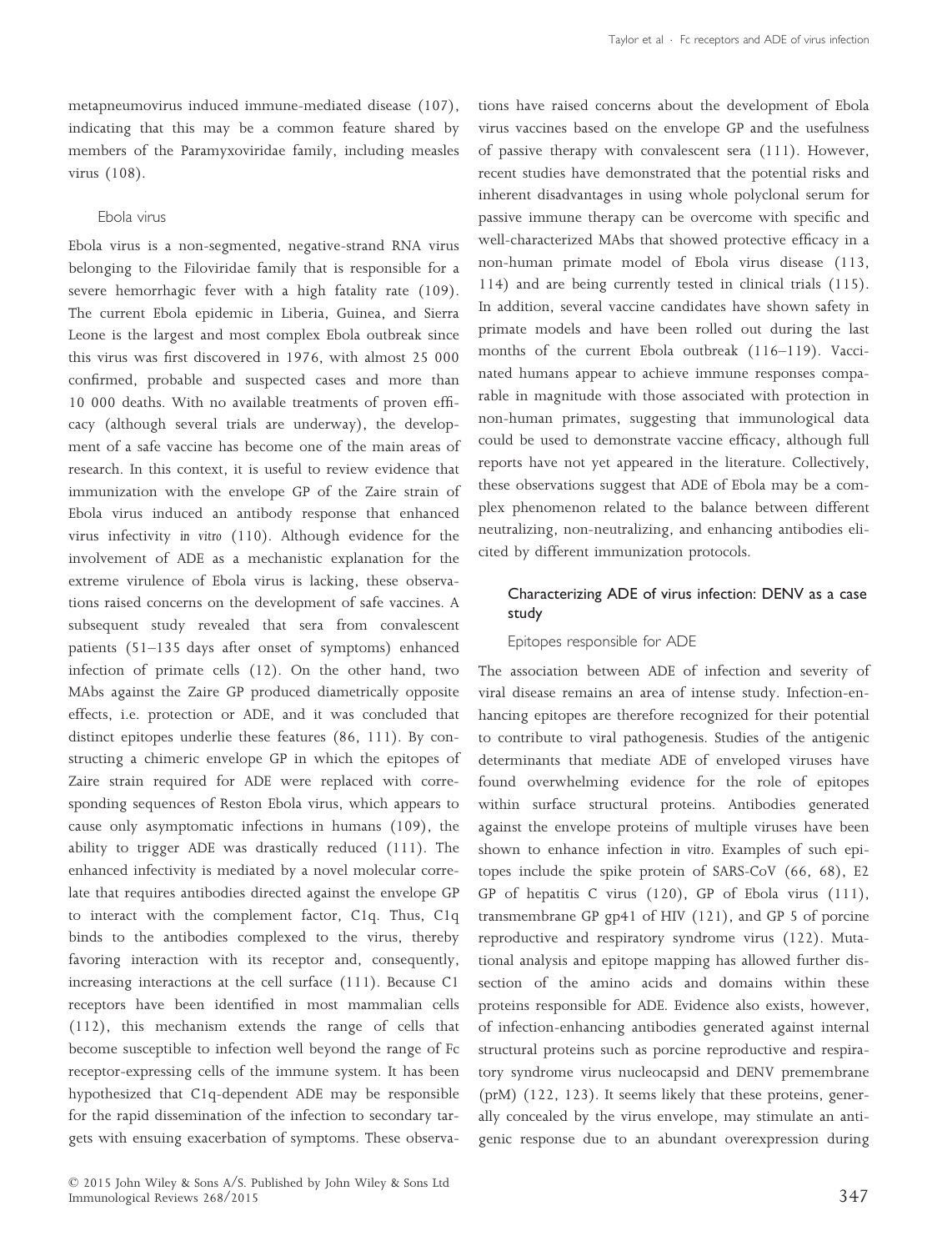metapneumovirus induced immune-mediated disease (107), indicating that this may be a common feature shared by members of the Paramyxoviridae family, including measles virus (108).

### Ebola virus

Ebola virus is a non-segmented, negative-strand RNA virus belonging to the Filoviridae family that is responsible for a severe hemorrhagic fever with a high fatality rate (109). The current Ebola epidemic in Liberia, Guinea, and Sierra Leone is the largest and most complex Ebola outbreak since this virus was first discovered in 1976, with almost 25 000 confirmed, probable and suspected cases and more than 10 000 deaths. With no available treatments of proven efficacy (although several trials are underway), the development of a safe vaccine has become one of the main areas of research. In this context, it is useful to review evidence that immunization with the envelope GP of the Zaire strain of Ebola virus induced an antibody response that enhanced virus infectivity *in vitro* (110). Although evidence for the involvement of ADE as a mechanistic explanation for the extreme virulence of Ebola virus is lacking, these observations raised concerns on the development of safe vaccines. A subsequent study revealed that sera from convalescent patients (51–135 days after onset of symptoms) enhanced infection of primate cells (12). On the other hand, two MAbs against the Zaire GP produced diametrically opposite effects, i.e. protection or ADE, and it was concluded that distinct epitopes underlie these features (86, 111). By constructing a chimeric envelope GP in which the epitopes of Zaire strain required for ADE were replaced with corresponding sequences of Reston Ebola virus, which appears to cause only asymptomatic infections in humans (109), the ability to trigger ADE was drastically reduced (111). The enhanced infectivity is mediated by a novel molecular correlate that requires antibodies directed against the envelope GP to interact with the complement factor, C1q. Thus, C1q binds to the antibodies complexed to the virus, thereby favoring interaction with its receptor and, consequently, increasing interactions at the cell surface (111). Because C1 receptors have been identified in most mammalian cells (112), this mechanism extends the range of cells that become susceptible to infection well beyond the range of Fc receptor-expressing cells of the immune system. It has been hypothesized that C1q-dependent ADE may be responsible for the rapid dissemination of the infection to secondary targets with ensuing exacerbation of symptoms. These observations have raised concerns about the development of Ebola virus vaccines based on the envelope GP and the usefulness of passive therapy with convalescent sera (111). However, recent studies have demonstrated that the potential risks and inherent disadvantages in using whole polyclonal serum for passive immune therapy can be overcome with specific and well-characterized MAbs that showed protective efficacy in a non-human primate model of Ebola virus disease (113, 114) and are being currently tested in clinical trials (115). In addition, several vaccine candidates have shown safety in primate models and have been rolled out during the last months of the current Ebola outbreak (116–119). Vaccinated humans appear to achieve immune responses comparable in magnitude with those associated with protection in non-human primates, suggesting that immunological data could be used to demonstrate vaccine efficacy, although full reports have not yet appeared in the literature. Collectively, these observations suggest that ADE of Ebola may be a complex phenomenon related to the balance between different neutralizing, non-neutralizing, and enhancing antibodies elicited by different immunization protocols.

## Characterizing ADE of virus infection: DENV as a case study

### Epitopes responsible for ADE

The association between ADE of infection and severity of viral disease remains an area of intense study. Infection-enhancing epitopes are therefore recognized for their potential to contribute to viral pathogenesis. Studies of the antigenic determinants that mediate ADE of enveloped viruses have found overwhelming evidence for the role of epitopes within surface structural proteins. Antibodies generated against the envelope proteins of multiple viruses have been shown to enhance infection *in vitro*. Examples of such epitopes include the spike protein of SARS-CoV (66, 68), E2 GP of hepatitis C virus (120), GP of Ebola virus (111), transmembrane GP gp41 of HIV (121), and GP 5 of porcine reproductive and respiratory syndrome virus (122). Mutational analysis and epitope mapping has allowed further dissection of the amino acids and domains within these proteins responsible for ADE. Evidence also exists, however, of infection-enhancing antibodies generated against internal structural proteins such as porcine reproductive and respiratory syndrome virus nucleocapsid and DENV premembrane (prM) (122, 123). It seems likely that these proteins, generally concealed by the virus envelope, may stimulate an antigenic response due to an abundant overexpression during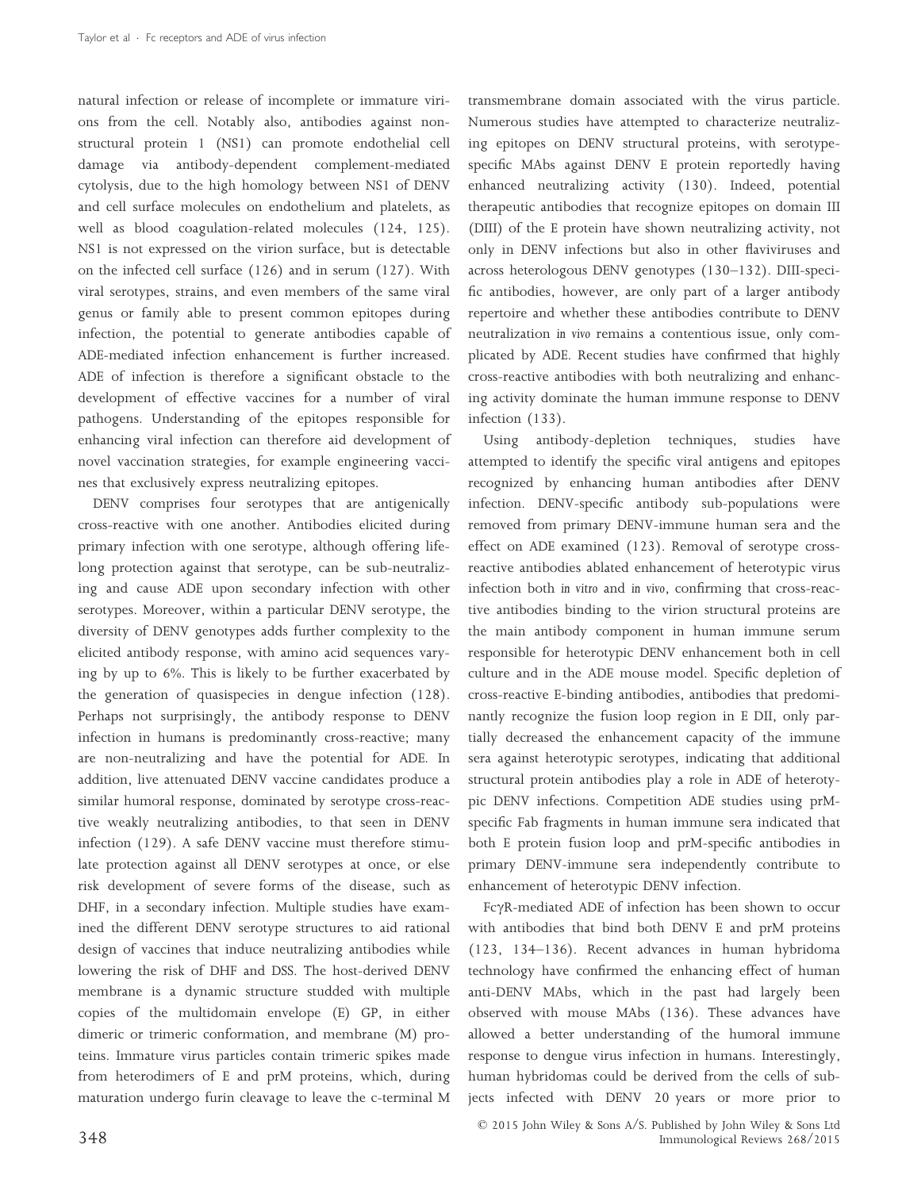natural infection or release of incomplete or immature virions from the cell. Notably also, antibodies against non-structural protein 1 (NS1) can promote endothelial cell damage via antibody-dependent complement-mediated cytolysis, due to the high homology between NS1 of DENV and cell surface molecules on endothelium and platelets, as well as blood coagulation-related molecules (124, 125). NS1 is not expressed on the virion surface, but is detectable on the infected cell surface (126) and in serum (127). With viral serotypes, strains, and even members of the same viral genus or family able to present common epitopes during infection, the potential to generate antibodies capable of ADE-mediated infection enhancement is further increased. ADE of infection is therefore a significant obstacle to the development of effective vaccines for a number of viral pathogens. Understanding of the epitopes responsible for enhancing viral infection can therefore aid development of novel vaccination strategies, for example engineering vaccines that exclusively express neutralizing epitopes.

DENV comprises four serotypes that are antigenically cross-reactive with one another. Antibodies elicited during primary infection with one serotype, although offering lifelong protection against that serotype, can be sub-neutralizing and cause ADE upon secondary infection with other serotypes. Moreover, within a particular DENV serotype, the diversity of DENV genotypes adds further complexity to the elicited antibody response, with amino acid sequences varying by up to 6%. This is likely to be further exacerbated by the generation of quasispecies in dengue infection (128). Perhaps not surprisingly, the antibody response to DENV infection in humans is predominantly cross-reactive; many are non-neutralizing and have the potential for ADE. In addition, live attenuated DENV vaccine candidates produce a similar humoral response, dominated by serotype cross-reactive weakly neutralizing antibodies, to that seen in DENV infection (129). A safe DENV vaccine must therefore stimulate protection against all DENV serotypes at once, or else risk development of severe forms of the disease, such as DHF, in a secondary infection. Multiple studies have examined the different DENV serotype structures to aid rational design of vaccines that induce neutralizing antibodies while lowering the risk of DHF and DSS. The host-derived DENV membrane is a dynamic structure studded with multiple copies of the multidomain envelope (E) GP, in either dimeric or trimeric conformation, and membrane (M) proteins. Immature virus particles contain trimeric spikes made from heterodimers of E and prM proteins, which, during maturation undergo furin cleavage to leave the c-terminal M transmembrane domain associated with the virus particle. Numerous studies have attempted to characterize neutralizing epitopes on DENV structural proteins, with serotype-specific MAbs against DENV E protein reportedly having enhanced neutralizing activity (130). Indeed, potential therapeutic antibodies that recognize epitopes on domain III (DIII) of the E protein have shown neutralizing activity, not only in DENV infections but also in other flaviviruses and across heterologous DENV genotypes (130–132). DIII-specific antibodies, however, are only part of a larger antibody repertoire and whether these antibodies contribute to DENV neutralization *in vivo* remains a contentious issue, only complicated by ADE. Recent studies have confirmed that highly cross-reactive antibodies with both neutralizing and enhancing activity dominate the human immune response to DENV infection (133).

Using antibody-depletion techniques, studies have attempted to identify the specific viral antigens and epitopes recognized by enhancing human antibodies after DENV infection. DENV-specific antibody sub-populations were removed from primary DENV-immune human sera and the effect on ADE examined (123). Removal of serotype cross-reactive antibodies ablated enhancement of heterotypic virus infection both *in vitro* and *in vivo*, confirming that cross-reactive antibodies binding to the virion structural proteins are the main antibody component in human immune serum responsible for heterotypic DENV enhancement both in cell culture and in the ADE mouse model. Specific depletion of cross-reactive E-binding antibodies, antibodies that predominantly recognize the fusion loop region in E DII, only partially decreased the enhancement capacity of the immune sera against heterotypic serotypes, indicating that additional structural protein antibodies play a role in ADE of heterotypic DENV infections. Competition ADE studies using prM-specific Fab fragments in human immune sera indicated that both E protein fusion loop and prM-specific antibodies in primary DENV-immune sera independently contribute to enhancement of heterotypic DENV infection.

FcγR-mediated ADE of infection has been shown to occur with antibodies that bind both DENV E and prM proteins (123, 134–136). Recent advances in human hybridoma technology have confirmed the enhancing effect of human anti-DENV MAbs, which in the past had largely been observed with mouse MAbs (136). These advances have allowed a better understanding of the humoral immune response to dengue virus infection in humans. Interestingly, human hybridomas could be derived from the cells of subjects infected with DENV 20 years or more prior to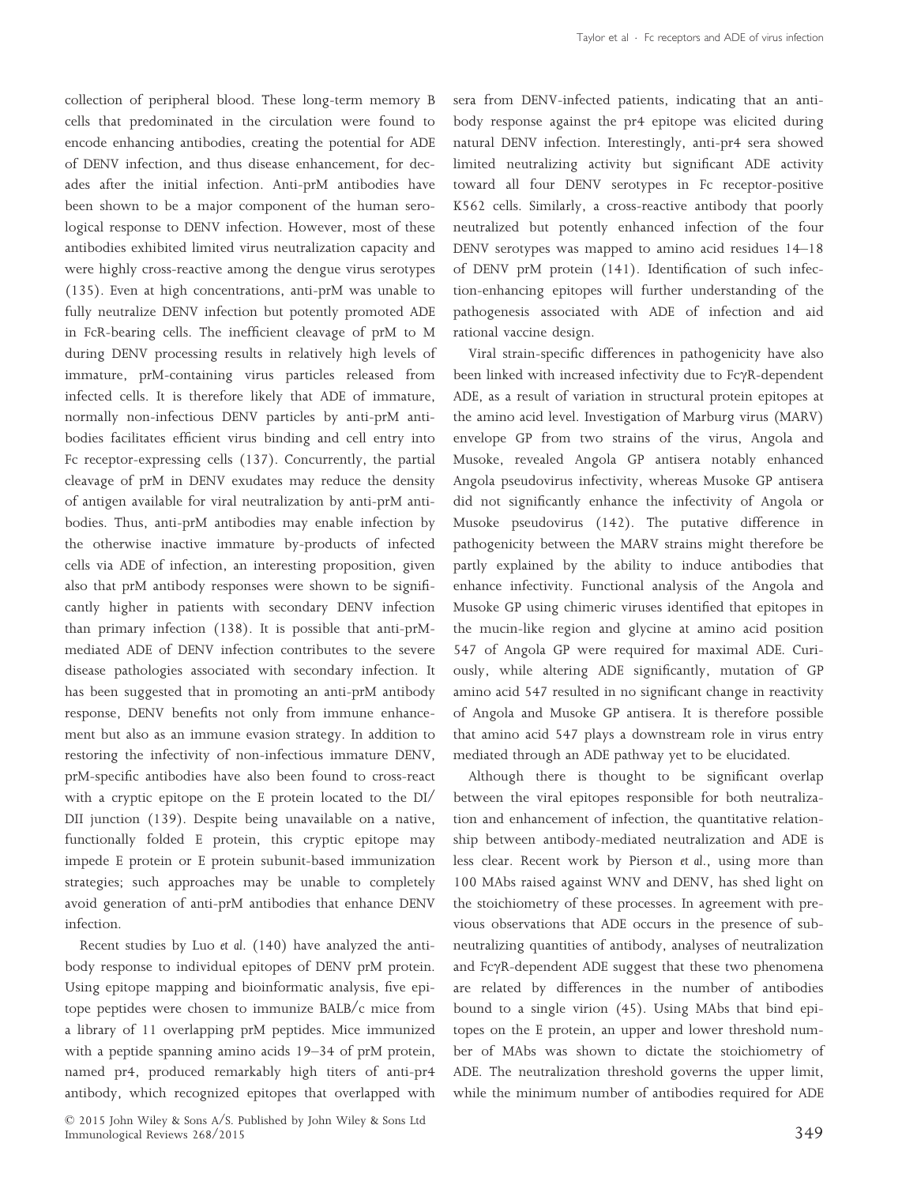collection of peripheral blood. These long-term memory B cells that predominated in the circulation were found to encode enhancing antibodies, creating the potential for ADE of DENV infection, and thus disease enhancement, for decades after the initial infection. Anti-prM antibodies have been shown to be a major component of the human serological response to DENV infection. However, most of these antibodies exhibited limited virus neutralization capacity and were highly cross-reactive among the dengue virus serotypes (135). Even at high concentrations, anti-prM was unable to fully neutralize DENV infection but potently promoted ADE in FcR-bearing cells. The inefficient cleavage of prM to M during DENV processing results in relatively high levels of immature, prM-containing virus particles released from infected cells. It is therefore likely that ADE of immature, normally non-infectious DENV particles by anti-prM antibodies facilitates efficient virus binding and cell entry into Fc receptor-expressing cells (137). Concurrently, the partial cleavage of prM in DENV exudates may reduce the density of antigen available for viral neutralization by anti-prM antibodies. Thus, anti-prM antibodies may enable infection by the otherwise inactive immature by-products of infected cells via ADE of infection, an interesting proposition, given also that prM antibody responses were shown to be significantly higher in patients with secondary DENV infection than primary infection (138). It is possible that anti-prM-mediated ADE of DENV infection contributes to the severe disease pathologies associated with secondary infection. It has been suggested that in promoting an anti-prM antibody response, DENV benefits not only from immune enhancement but also as an immune evasion strategy. In addition to restoring the infectivity of non-infectious immature DENV, prM-specific antibodies have also been found to cross-react with a cryptic epitope on the E protein located to the DI/DII junction (139). Despite being unavailable on a native, functionally folded E protein, this cryptic epitope may impede E protein or E protein subunit-based immunization strategies; such approaches may be unable to completely avoid generation of anti-prM antibodies that enhance DENV infection.

Recent studies by Luo *et al.* (140) have analyzed the antibody response to individual epitopes of DENV prM protein. Using epitope mapping and bioinformatic analysis, five epitope peptides were chosen to immunize BALB/c mice from a library of 11 overlapping prM peptides. Mice immunized with a peptide spanning amino acids 19–34 of prM protein, named pr4, produced remarkably high titers of anti-pr4 antibody, which recognized epitopes that overlapped with sera from DENV-infected patients, indicating that an antibody response against the pr4 epitope was elicited during natural DENV infection. Interestingly, anti-pr4 sera showed limited neutralizing activity but significant ADE activity toward all four DENV serotypes in Fc receptor-positive K562 cells. Similarly, a cross-reactive antibody that poorly neutralized but potently enhanced infection of the four DENV serotypes was mapped to amino acid residues 14–18 of DENV prM protein (141). Identification of such infection-enhancing epitopes will further understanding of the pathogenesis associated with ADE of infection and aid rational vaccine design.

Viral strain-specific differences in pathogenicity have also been linked with increased infectivity due to FcγR-dependent ADE, as a result of variation in structural protein epitopes at the amino acid level. Investigation of Marburg virus (MARV) envelope GP from two strains of the virus, Angola and Musoke, revealed Angola GP antisera notably enhanced Angola pseudovirus infectivity, whereas Musoke GP antisera did not significantly enhance the infectivity of Angola or Musoke pseudovirus (142). The putative difference in pathogenicity between the MARV strains might therefore be partly explained by the ability to induce antibodies that enhance infectivity. Functional analysis of the Angola and Musoke GP using chimeric viruses identified that epitopes in the mucin-like region and glycine at amino acid position 547 of Angola GP were required for maximal ADE. Curiously, while altering ADE significantly, mutation of GP amino acid 547 resulted in no significant change in reactivity of Angola and Musoke GP antisera. It is therefore possible that amino acid 547 plays a downstream role in virus entry mediated through an ADE pathway yet to be elucidated.

Although there is thought to be significant overlap between the viral epitopes responsible for both neutralization and enhancement of infection, the quantitative relationship between antibody-mediated neutralization and ADE is less clear. Recent work by Pierson *et al.*, using more than 100 MAbs raised against WNV and DENV, has shed light on the stoichiometry of these processes. In agreement with previous observations that ADE occurs in the presence of subneutralizing quantities of antibody, analyses of neutralization and FcγR-dependent ADE suggest that these two phenomena are related by differences in the number of antibodies bound to a single virion (45). Using MAbs that bind epitopes on the E protein, an upper and lower threshold number of MAbs was shown to dictate the stoichiometry of ADE. The neutralization threshold governs the upper limit, while the minimum number of antibodies required for ADE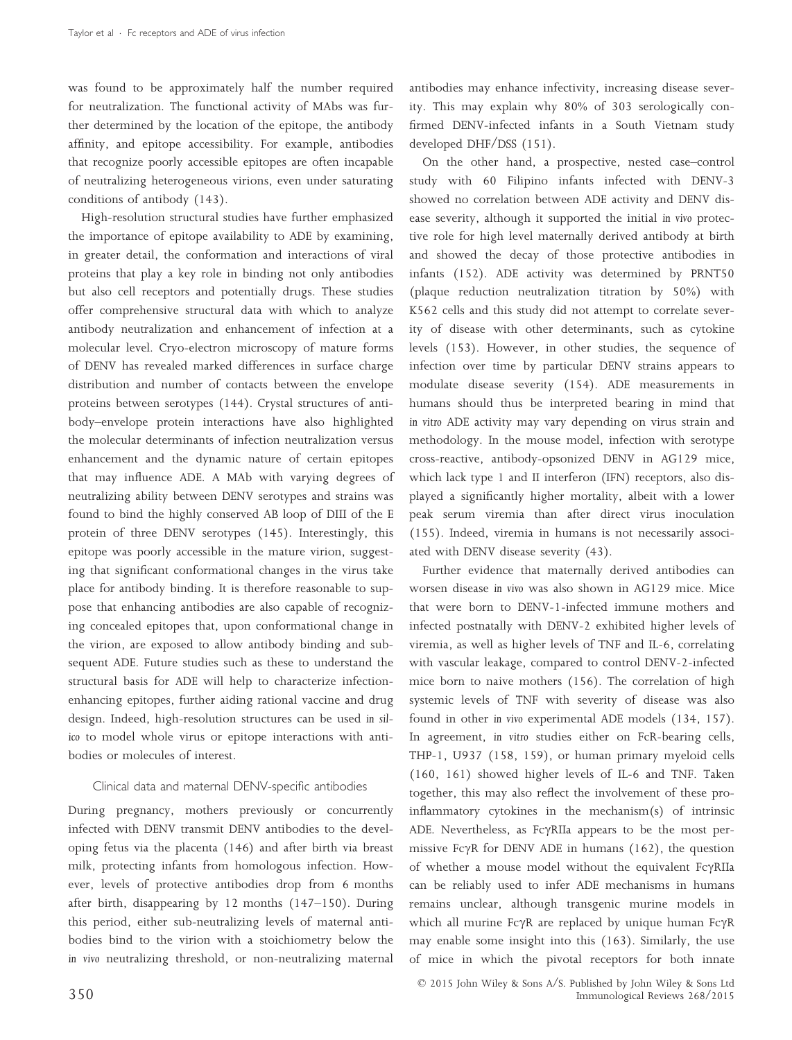was found to be approximately half the number required for neutralization. The functional activity of MAbs was further determined by the location of the epitope, the antibody affinity, and epitope accessibility. For example, antibodies that recognize poorly accessible epitopes are often incapable of neutralizing heterogeneous virions, even under saturating conditions of antibody (143).

High-resolution structural studies have further emphasized the importance of epitope availability to ADE by examining, in greater detail, the conformation and interactions of viral proteins that play a key role in binding not only antibodies but also cell receptors and potentially drugs. These studies offer comprehensive structural data with which to analyze antibody neutralization and enhancement of infection at a molecular level. Cryo-electron microscopy of mature forms of DENV has revealed marked differences in surface charge distribution and number of contacts between the envelope proteins between serotypes (144). Crystal structures of antibody–envelope protein interactions have also highlighted the molecular determinants of infection neutralization versus enhancement and the dynamic nature of certain epitopes that may influence ADE. A MAb with varying degrees of neutralizing ability between DENV serotypes and strains was found to bind the highly conserved AB loop of DIII of the E protein of three DENV serotypes (145). Interestingly, this epitope was poorly accessible in the mature virion, suggesting that significant conformational changes in the virus take place for antibody binding. It is therefore reasonable to suppose that enhancing antibodies are also capable of recognizing concealed epitopes that, upon conformational change in the virion, are exposed to allow antibody binding and subsequent ADE. Future studies such as these to understand the structural basis for ADE will help to characterize infection-enhancing epitopes, further aiding rational vaccine and drug design. Indeed, high-resolution structures can be used *in silico* to model whole virus or epitope interactions with antibodies or molecules of interest.

### Clinical data and maternal DENV-specific antibodies

During pregnancy, mothers previously or concurrently infected with DENV transmit DENV antibodies to the developing fetus via the placenta (146) and after birth via breast milk, protecting infants from homologous infection. However, levels of protective antibodies drop from 6 months after birth, disappearing by 12 months (147–150). During this period, either sub-neutralizing levels of maternal antibodies bind to the virion with a stoichiometry below the *in vivo* neutralizing threshold, or non-neutralizing maternal antibodies may enhance infectivity, increasing disease severity. This may explain why 80% of 303 serologically confirmed DENV-infected infants in a South Vietnam study developed DHF/DSS (151).

On the other hand, a prospective, nested case–control study with 60 Filipino infants infected with DENV-3 showed no correlation between ADE activity and DENV disease severity, although it supported the initial *in vivo* protective role for high level maternally derived antibody at birth and showed the decay of those protective antibodies in infants (152). ADE activity was determined by PRNT50 (plaque reduction neutralization titration by 50%) with K562 cells and this study did not attempt to correlate severity of disease with other determinants, such as cytokine levels (153). However, in other studies, the sequence of infection over time by particular DENV strains appears to modulate disease severity (154). ADE measurements in humans should thus be interpreted bearing in mind that *in vitro* ADE activity may vary depending on virus strain and methodology. In the mouse model, infection with serotype cross-reactive, antibody-opsonized DENV in AG129 mice, which lack type 1 and II interferon (IFN) receptors, also displayed a significantly higher mortality, albeit with a lower peak serum viremia than after direct virus inoculation (155). Indeed, viremia in humans is not necessarily associated with DENV disease severity (43).

Further evidence that maternally derived antibodies can worsen disease *in vivo* was also shown in AG129 mice. Mice that were born to DENV-1-infected immune mothers and infected postnatally with DENV-2 exhibited higher levels of viremia, as well as higher levels of TNF and IL-6, correlating with vascular leakage, compared to control DENV-2-infected mice born to naive mothers (156). The correlation of high systemic levels of TNF with severity of disease was also found in other *in vivo* experimental ADE models (134, 157). In agreement, *in vitro* studies either on FcR-bearing cells, THP-1, U937 (158, 159), or human primary myeloid cells (160, 161) showed higher levels of IL-6 and TNF. Taken together, this may also reflect the involvement of these pro-inflammatory cytokines in the mechanism(s) of intrinsic ADE. Nevertheless, as FcγRIIa appears to be the most permissive FcγR for DENV ADE in humans (162), the question of whether a mouse model without the equivalent FcγRIIa can be reliably used to infer ADE mechanisms in humans remains unclear, although transgenic murine models in which all murine FcγR are replaced by unique human FcγR may enable some insight into this (163). Similarly, the use of mice in which the pivotal receptors for both innate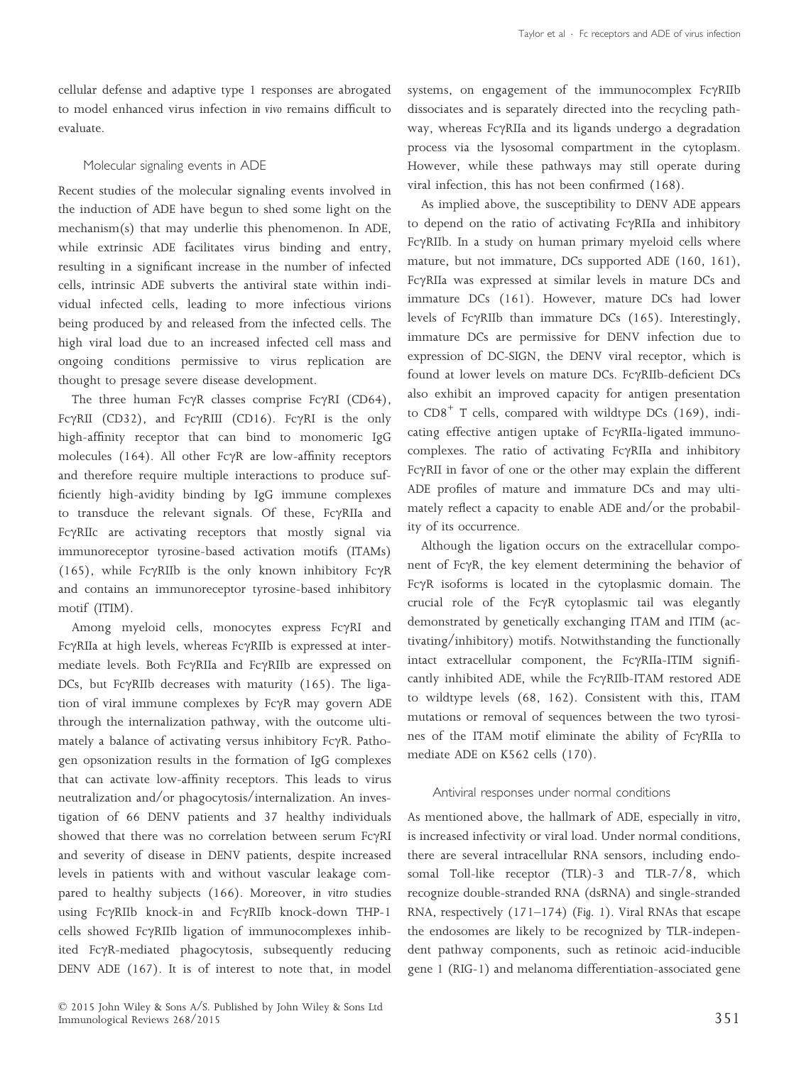cellular defense and adaptive type 1 responses are abrogated to model enhanced virus infection *in vivo* remains difficult to evaluate.

### Molecular signaling events in ADE

Recent studies of the molecular signaling events involved in the induction of ADE have begun to shed some light on the mechanism(s) that may underlie this phenomenon. In ADE, while extrinsic ADE facilitates virus binding and entry, resulting in a significant increase in the number of infected cells, intrinsic ADE subverts the antiviral state within individual infected cells, leading to more infectious virions being produced by and released from the infected cells. The high viral load due to an increased infected cell mass and ongoing conditions permissive to virus replication are thought to presage severe disease development.

The three human FcγR classes comprise FcγRI (CD64), FcγRII (CD32), and FcγRIII (CD16). FcγRI is the only high-affinity receptor that can bind to monomeric IgG molecules (164). All other FcγR are low-affinity receptors and therefore require multiple interactions to produce sufficiently high-avidity binding by IgG immune complexes to transduce the relevant signals. Of these, FcγRIIa and FcγRIIc are activating receptors that mostly signal via immunoreceptor tyrosine-based activation motifs (ITAMs) (165), while FcγRIIb is the only known inhibitory FcγR and contains an immunoreceptor tyrosine-based inhibitory motif (ITIM).

Among myeloid cells, monocytes express FcγRI and FcγRIIa at high levels, whereas FcγRIIb is expressed at intermediate levels. Both FcγRIIa and FcγRIIb are expressed on DCs, but FcγRIIb decreases with maturity (165). The ligation of viral immune complexes by FcγR may govern ADE through the internalization pathway, with the outcome ultimately a balance of activating versus inhibitory FcγR. Pathogen opsonization results in the formation of IgG complexes that can activate low-affinity receptors. This leads to virus neutralization and/or phagocytosis/internalization. An investigation of 66 DENV patients and 37 healthy individuals showed that there was no correlation between serum FcγRI and severity of disease in DENV patients, despite increased levels in patients with and without vascular leakage compared to healthy subjects (166). Moreover, *in vitro* studies using FcγRIIb knock-in and FcγRIIb knock-down THP-1 cells showed FcγRIIb ligation of immunocomplexes inhibited FcγR-mediated phagocytosis, subsequently reducing DENV ADE (167). It is of interest to note that, in model systems, on engagement of the immunocomplex FcγRIIb dissociates and is separately directed into the recycling pathway, whereas FcγRIIa and its ligands undergo a degradation process via the lysosomal compartment in the cytoplasm. However, while these pathways may still operate during viral infection, this has not been confirmed (168).

As implied above, the susceptibility to DENV ADE appears to depend on the ratio of activating FcγRIIa and inhibitory FcγRIIb. In a study on human primary myeloid cells where mature, but not immature, DCs supported ADE (160, 161), FcγRIIa was expressed at similar levels in mature DCs and immature DCs (161). However, mature DCs had lower levels of FcγRIIb than immature DCs (165). Interestingly, immature DCs are permissive for DENV infection due to expression of DC-SIGN, the DENV viral receptor, which is found at lower levels on mature DCs. FcγRIIb-deficient DCs also exhibit an improved capacity for antigen presentation to $CD8^+$ T cells, compared with wildtype DCs (169), indicating effective antigen uptake of FcγRIIa-ligated immunocomplexes. The ratio of activating FcγRIIa and inhibitory FcγRII in favor of one or the other may explain the different ADE profiles of mature and immature DCs and may ultimately reflect a capacity to enable ADE and/or the probability of its occurrence.

Although the ligation occurs on the extracellular component of FcγR, the key element determining the behavior of FcγR isoforms is located in the cytoplasmic domain. The crucial role of the FcγR cytoplasmic tail was elegantly demonstrated by genetically exchanging ITAM and ITIM (activating/inhibitory) motifs. Notwithstanding the functionally intact extracellular component, the FcγRIIa-ITIM significantly inhibited ADE, while the FcγRIIb-ITAM restored ADE to wildtype levels (68, 162). Consistent with this, ITAM mutations or removal of sequences between the two tyrosines of the ITAM motif eliminate the ability of FcγRIIa to mediate ADE on K562 cells (170).

### Antiviral responses under normal conditions

As mentioned above, the hallmark of ADE, especially *in vitro*, is increased infectivity or viral load. Under normal conditions, there are several intracellular RNA sensors, including endosomal Toll-like receptor (TLR)-3 and TLR-7/8, which recognize double-stranded RNA (dsRNA) and single-stranded RNA, respectively (171–174) (Fig. 1). Viral RNAs that escape the endosomes are likely to be recognized by TLR-independent pathway components, such as retinoic acid-inducible gene 1 (RIG-1) and melanoma differentiation-associated gene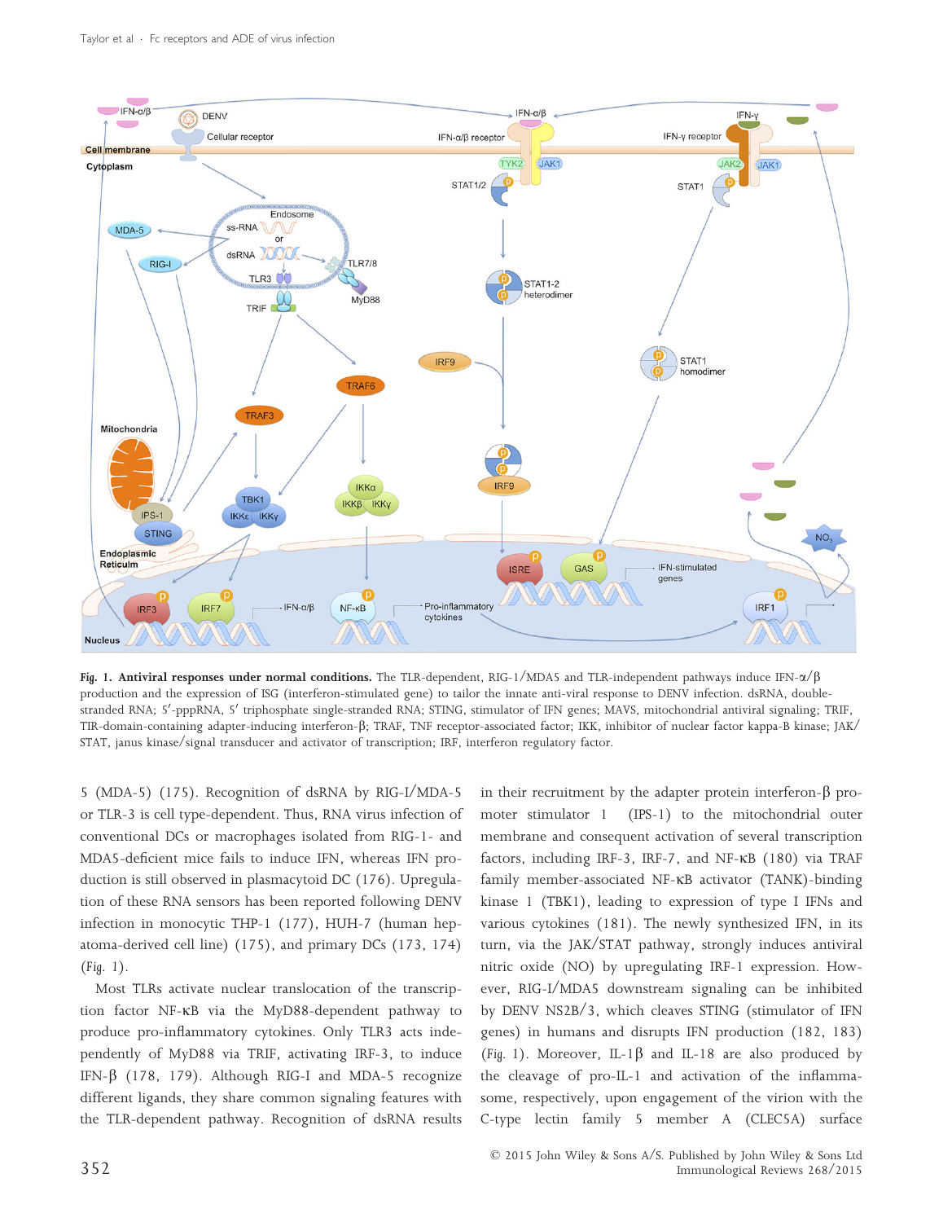**Fig. 1. Antiviral responses under normal conditions.** The TLR-dependent, RIG-1/MDA5 and TLR-independent pathways induce IFN-α/β production and the expression of ISG (interferon-stimulated gene) to tailor the innate anti-viral response to DENV infection. dsRNA, double-stranded RNA; 5′-pppRNA, 5′ triphosphate single-stranded RNA; STING, stimulator of IFN genes; MAVS, mitochondrial antiviral signaling; TRIF, TIR-domain-containing adapter-inducing interferon-β; TRAF, TNF receptor-associated factor; IKK, inhibitor of nuclear factor kappa-B kinase; JAK/STAT, janus kinase/signal transducer and activator of transcription; IRF, interferon regulatory factor.

5 (MDA-5) (175). Recognition of dsRNA by RIG-I/MDA-5 or TLR-3 is cell type-dependent. Thus, RNA virus infection of conventional DCs or macrophages isolated from RIG-1- and MDA5-deficient mice fails to induce IFN, whereas IFN production is still observed in plasmacytoid DC (176). Upregulation of these RNA sensors has been reported following DENV infection in monocytic THP-1 (177), HUH-7 (human hepatoma-derived cell line) (175), and primary DCs (173, 174) (Fig. 1).

Most TLRs activate nuclear translocation of the transcription factor NF-κB via the MyD88-dependent pathway to produce pro-inflammatory cytokines. Only TLR3 acts independently of MyD88 via TRIF, activating IRF-3, to induce IFN-β (178, 179). Although RIG-I and MDA-5 recognize different ligands, they share common signaling features with the TLR-dependent pathway. Recognition of dsRNA results in their recruitment by the adapter protein interferon-β promoter stimulator 1 (IPS-1) to the mitochondrial outer membrane and consequent activation of several transcription factors, including IRF-3, IRF-7, and NF-κB (180) via TRAF family member-associated NF-κB activator (TANK)-binding kinase 1 (TBK1), leading to expression of type I IFNs and various cytokines (181). The newly synthesized IFN, in its turn, via the JAK/STAT pathway, strongly induces antiviral nitric oxide (NO) by upregulating IRF-1 expression. However, RIG-I/MDA5 downstream signaling can be inhibited by DENV NS2B/3, which cleaves STING (stimulator of IFN genes) in humans and disrupts IFN production (182, 183) (Fig. 1). Moreover, IL-1β and IL-18 are also produced by the cleavage of pro-IL-1 and activation of the inflammasome, respectively, upon engagement of the virion with the C-type lectin family 5 member A (CLEC5A) surface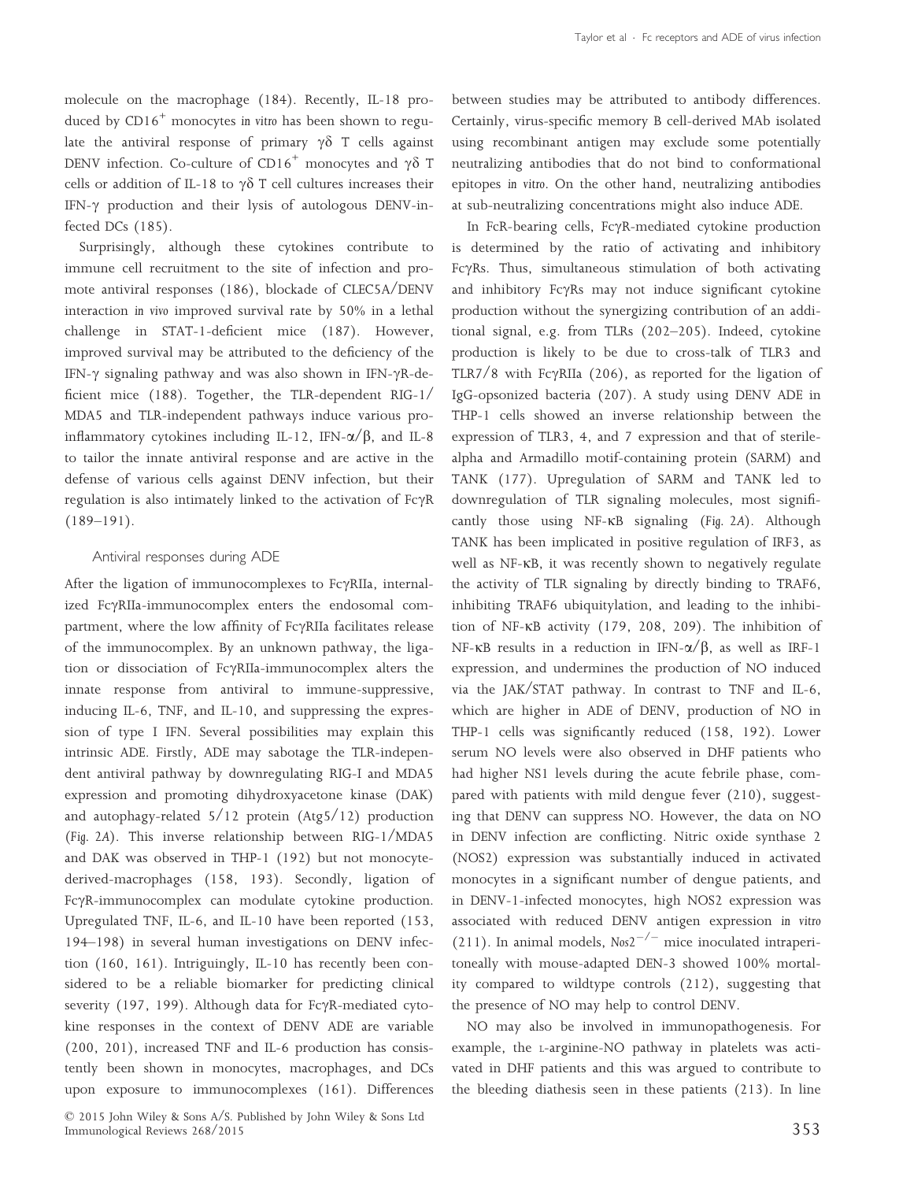molecule on the macrophage (184). Recently, IL-18 produced by $CD16^+$ monocytes *in vitro* has been shown to regulate the antiviral response of primary γδ T cells against DENV infection. Co-culture of $CD16^+$ monocytes and γδ T cells or addition of IL-18 to γδ T cell cultures increases their IFN-γ production and their lysis of autologous DENV-infected DCs (185).

Surprisingly, although these cytokines contribute to immune cell recruitment to the site of infection and promote antiviral responses (186), blockade of CLEC5A/DENV interaction *in vivo* improved survival rate by 50% in a lethal challenge in STAT-1-deficient mice (187). However, improved survival may be attributed to the deficiency of the IFN-γ signaling pathway and was also shown in IFN-γR-deficient mice (188). Together, the TLR-dependent RIG-1/MDA5 and TLR-independent pathways induce various proinflammatory cytokines including IL-12, IFN-α/β, and IL-8 to tailor the innate antiviral response and are active in the defense of various cells against DENV infection, but their regulation is also intimately linked to the activation of FcγR (189–191).

### Antiviral responses during ADE

After the ligation of immunocomplexes to FcγRIIa, internalized FcγRIIa-immunocomplex enters the endosomal compartment, where the low affinity of FcγRIIa facilitates release of the immunocomplex. By an unknown pathway, the ligation or dissociation of FcγRIIa-immunocomplex alters the innate response from antiviral to immune-suppressive, inducing IL-6, TNF, and IL-10, and suppressing the expression of type I IFN. Several possibilities may explain this intrinsic ADE. Firstly, ADE may sabotage the TLR-independent antiviral pathway by downregulating RIG-I and MDA5 expression and promoting dihydroxyacetone kinase (DAK) and autophagy-related 5/12 protein (Atg5/12) production (*Fig. 2A*). This inverse relationship between RIG-1/MDA5 and DAK was observed in THP-1 (192) but not monocyte-derived-macrophages (158, 193). Secondly, ligation of FcγR-immunocomplex can modulate cytokine production. Upregulated TNF, IL-6, and IL-10 have been reported (153, 194–198) in several human investigations on DENV infection (160, 161). Intriguingly, IL-10 has recently been considered to be a reliable biomarker for predicting clinical severity (197, 199). Although data for FcγR-mediated cytokine responses in the context of DENV ADE are variable (200, 201), increased TNF and IL-6 production has consistently been shown in monocytes, macrophages, and DCs upon exposure to immunocomplexes (161). Differences between studies may be attributed to antibody differences. Certainly, virus-specific memory B cell-derived MAb isolated using recombinant antigen may exclude some potentially neutralizing antibodies that do not bind to conformational epitopes *in vitro*. On the other hand, neutralizing antibodies at sub-neutralizing concentrations might also induce ADE.

In FcR-bearing cells, FcγR-mediated cytokine production is determined by the ratio of activating and inhibitory FcγRs. Thus, simultaneous stimulation of both activating and inhibitory FcγRs may not induce significant cytokine production without the synergizing contribution of an additional signal, e.g. from TLRs (202–205). Indeed, cytokine production is likely to be due to cross-talk of TLR3 and TLR7/8 with FcγRIIa (206), as reported for the ligation of IgG-opsonized bacteria (207). A study using DENV ADE in THP-1 cells showed an inverse relationship between the expression of TLR3, 4, and 7 expression and that of sterile-alpha and Armadillo motif-containing protein (SARM) and TANK (177). Upregulation of SARM and TANK led to downregulation of TLR signaling molecules, most significantly those using NF-κB signaling (*Fig. 2A*). Although TANK has been implicated in positive regulation of IRF3, as well as NF-κB, it was recently shown to negatively regulate the activity of TLR signaling by directly binding to TRAF6, inhibiting TRAF6 ubiquitylation, and leading to the inhibition of NF-κB activity (179, 208, 209). The inhibition of NF-κB results in a reduction in IFN-α/β, as well as IRF-1 expression, and undermines the production of NO induced via the JAK/STAT pathway. In contrast to TNF and IL-6, which are higher in ADE of DENV, production of NO in THP-1 cells was significantly reduced (158, 192). Lower serum NO levels were also observed in DHF patients who had higher NS1 levels during the acute febrile phase, compared with patients with mild dengue fever (210), suggesting that DENV can suppress NO. However, the data on NO in DENV infection are conflicting. Nitric oxide synthase 2 (NOS2) expression was substantially induced in activated monocytes in a significant number of dengue patients, and in DENV-1-infected monocytes, high NOS2 expression was associated with reduced DENV antigen expression *in vitro* (211). In animal models, $Nos2^{-/-}$ mice inoculated intraperitoneally with mouse-adapted DEN-3 showed 100% mortality compared to wildtype controls (212), suggesting that the presence of NO may help to control DENV.

NO may also be involved in immunopathogenesis. For example, the L-arginine-NO pathway in platelets was activated in DHF patients and this was argued to contribute to the bleeding diathesis seen in these patients (213). In line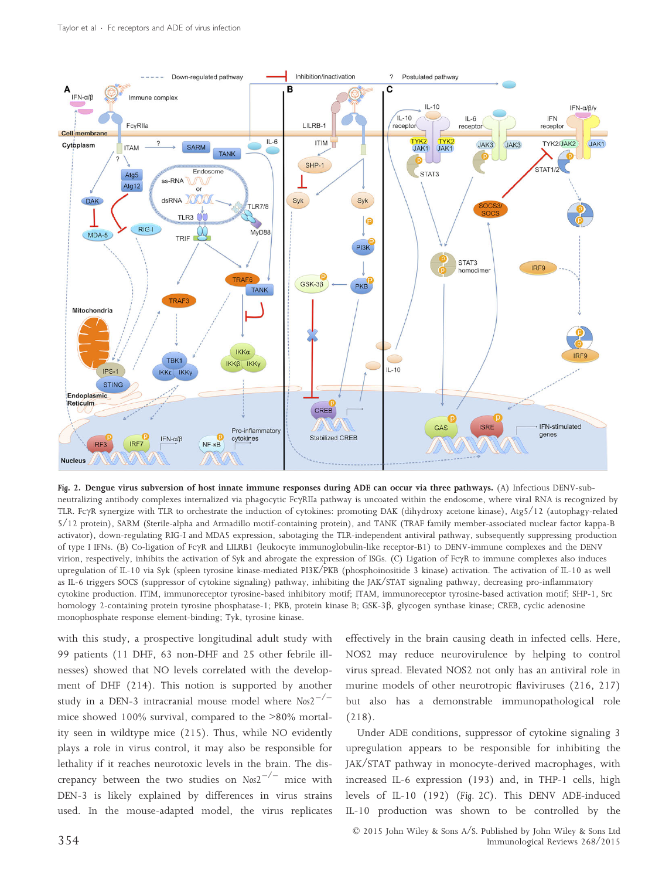**Fig. 2. Dengue virus subversion of host innate immune responses during ADE can occur via three pathways.** (A) Infectious DENV-sub-neutralizing antibody complexes internalized via phagocytic FcγRIIa pathway is uncoated within the endosome, where viral RNA is recognized by TLR. FcγR synergize with TLR to orchestrate the induction of cytokines: promoting DAK (dihydroxy acetone kinase), Atg5/12 (autophagy-related 5/12 protein), SARM (Sterile-alpha and Armadillo motif-containing protein), and TANK (TRAF family member-associated nuclear factor kappa-B activator), down-regulating RIG-I and MDA5 expression, sabotaging the TLR-independent antiviral pathway, subsequently suppressing production of type I IFNs. (B) Co-ligation of FcγR and LILRB1 (leukocyte immunoglobulin-like receptor-B1) to DENV-immune complexes and the DENV virion, respectively, inhibits the activation of Syk and abrogate the expression of ISGs. (C) Ligation of FcγR to immune complexes also induces upregulation of IL-10 via Syk (spleen tyrosine kinase-mediated PI3K/PKB (phosphoinositide 3 kinase) activation. The activation of IL-10 as well as IL-6 triggers SOCS (suppressor of cytokine signaling) pathway, inhibiting the JAK/STAT signaling pathway, decreasing pro-inflammatory cytokine production. ITIM, immunoreceptor tyrosine-based inhibitory motif; ITAM, immunoreceptor tyrosine-based activation motif; SHP-1, Src homology 2-containing protein tyrosine phosphatase-1; PKB, protein kinase B; GSK-3β, glycogen synthase kinase; CREB, cyclic adenosine monophosphate response element-binding; Tyk, tyrosine kinase.

with this study, a prospective longitudinal adult study with 99 patients (11 DHF, 63 non-DHF and 25 other febrile illnesses) showed that NO levels correlated with the development of DHF (214). This notion is supported by another study in a DEN-3 intracranial mouse model where *Nos2*$^{-/-}$ mice showed 100% survival, compared to the >80% mortality seen in wildtype mice (215). Thus, while NO evidently plays a role in virus control, it may also be responsible for lethality if it reaches neurotoxic levels in the brain. The discrepancy between the two studies on *Nos2*$^{-/-}$ mice with DEN-3 is likely explained by differences in virus strains used. In the mouse-adapted model, the virus replicates effectively in the brain causing death in infected cells. Here, NOS2 may reduce neurovirulence by helping to control virus spread. Elevated NOS2 not only has an antiviral role in murine models of other neurotropic flaviviruses (216, 217) but also has a demonstrable immunopathological role (218).

Under ADE conditions, suppressor of cytokine signaling 3 upregulation appears to be responsible for inhibiting the JAK/STAT pathway in monocyte-derived macrophages, with increased IL-6 expression (193) and, in THP-1 cells, high levels of IL-10 (192) (Fig. 2C). This DENV ADE-induced IL-10 production was shown to be controlled by the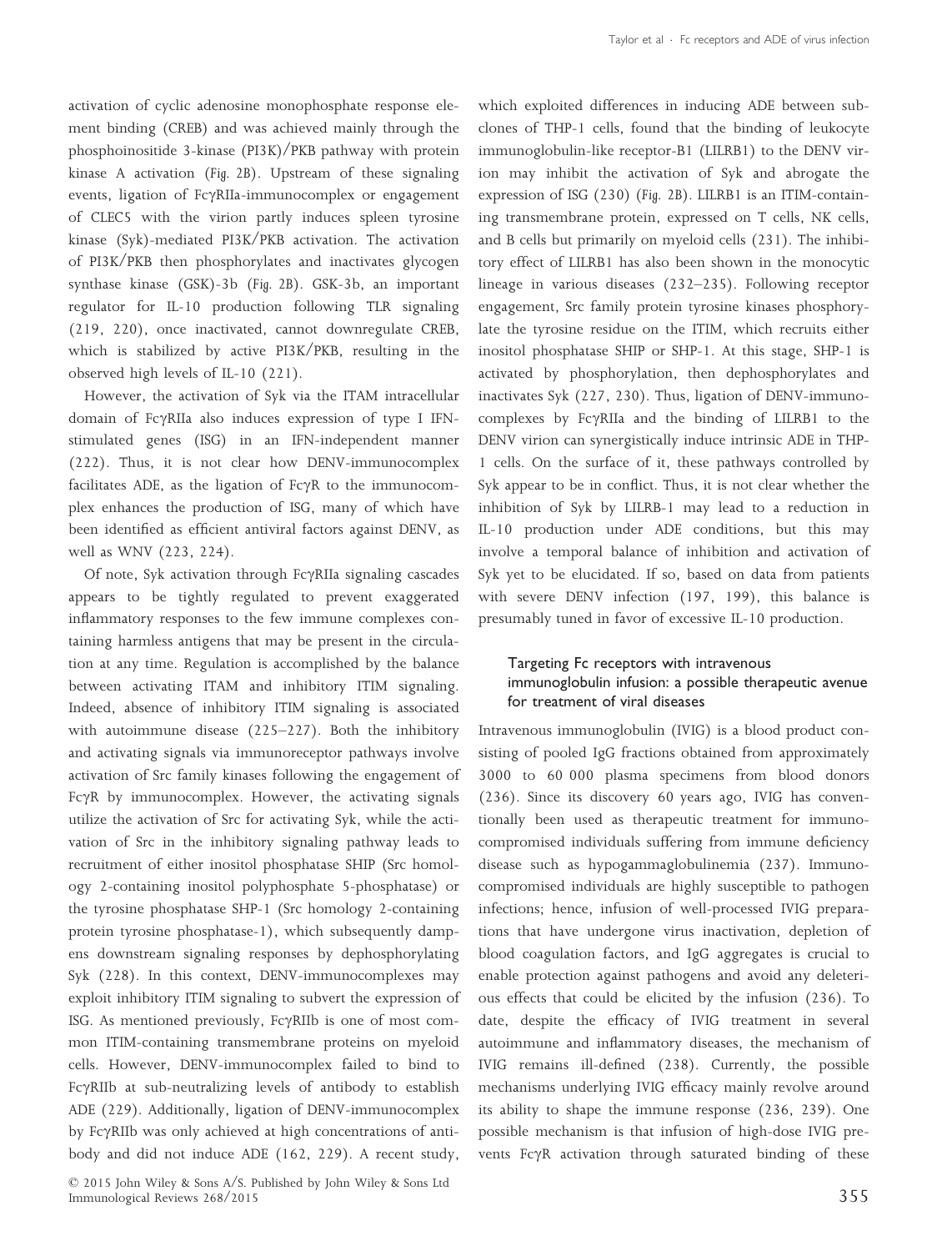activation of cyclic adenosine monophosphate response element binding (CREB) and was achieved mainly through the phosphoinositide 3-kinase (PI3K)/PKB pathway with protein kinase A activation (Fig. 2B). Upstream of these signaling events, ligation of FcγRIIa-immunocomplex or engagement of CLEC5 with the virion partly induces spleen tyrosine kinase (Syk)-mediated PI3K/PKB activation. The activation of PI3K/PKB then phosphorylates and inactivates glycogen synthase kinase (GSK)-3b (Fig. 2B). GSK-3b, an important regulator for IL-10 production following TLR signaling (219, 220), once inactivated, cannot downregulate CREB, which is stabilized by active PI3K/PKB, resulting in the observed high levels of IL-10 (221).

However, the activation of Syk via the ITAM intracellular domain of FcγRIIa also induces expression of type I IFN-stimulated genes (ISG) in an IFN-independent manner (222). Thus, it is not clear how DENV-immunocomplex facilitates ADE, as the ligation of FcγR to the immunocomplex enhances the production of ISG, many of which have been identified as efficient antiviral factors against DENV, as well as WNV (223, 224).

Of note, Syk activation through FcγRIIa signaling cascades appears to be tightly regulated to prevent exaggerated inflammatory responses to the few immune complexes containing harmless antigens that may be present in the circulation at any time. Regulation is accomplished by the balance between activating ITAM and inhibitory ITIM signaling. Indeed, absence of inhibitory ITIM signaling is associated with autoimmune disease (225–227). Both the inhibitory and activating signals via immunoreceptor pathways involve activation of Src family kinases following the engagement of FcγR by immunocomplex. However, the activating signals utilize the activation of Src for activating Syk, while the activation of Src in the inhibitory signaling pathway leads to recruitment of either inositol phosphatase SHIP (Src homology 2-containing inositol polyphosphate 5-phosphatase) or the tyrosine phosphatase SHP-1 (Src homology 2-containing protein tyrosine phosphatase-1), which subsequently dampens downstream signaling responses by dephosphorylating Syk (228). In this context, DENV-immunocomplexes may exploit inhibitory ITIM signaling to subvert the expression of ISG. As mentioned previously, FcγRIIb is one of most common ITIM-containing transmembrane proteins on myeloid cells. However, DENV-immunocomplex failed to bind to FcγRIIb at sub-neutralizing levels of antibody to establish ADE (229). Additionally, ligation of DENV-immunocomplex by FcγRIIb was only achieved at high concentrations of antibody and did not induce ADE (162, 229). A recent study, which exploited differences in inducing ADE between subclones of THP-1 cells, found that the binding of leukocyte immunoglobulin-like receptor-B1 (LILRB1) to the DENV virion may inhibit the activation of Syk and abrogate the expression of ISG (230) (Fig. 2B). LILRB1 is an ITIM-containing transmembrane protein, expressed on T cells, NK cells, and B cells but primarily on myeloid cells (231). The inhibitory effect of LILRB1 has also been shown in the monocytic lineage in various diseases (232–235). Following receptor engagement, Src family protein tyrosine kinases phosphorylate the tyrosine residue on the ITIM, which recruits either inositol phosphatase SHIP or SHP-1. At this stage, SHP-1 is activated by phosphorylation, then dephosphorylates and inactivates Syk (227, 230). Thus, ligation of DENV-immunocomplexes by FcγRIIa and the binding of LILRB1 to the DENV virion can synergistically induce intrinsic ADE in THP-1 cells. On the surface of it, these pathways controlled by Syk appear to be in conflict. Thus, it is not clear whether the inhibition of Syk by LILRB-1 may lead to a reduction in IL-10 production under ADE conditions, but this may involve a temporal balance of inhibition and activation of Syk yet to be elucidated. If so, based on data from patients with severe DENV infection (197, 199), this balance is presumably tuned in favor of excessive IL-10 production.

### Targeting Fc receptors with intravenous immunoglobulin infusion: a possible therapeutic avenue for treatment of viral diseases

Intravenous immunoglobulin (IVIG) is a blood product consisting of pooled IgG fractions obtained from approximately 3000 to 60 000 plasma specimens from blood donors (236). Since its discovery 60 years ago, IVIG has conventionally been used as therapeutic treatment for immunocompromised individuals suffering from immune deficiency disease such as hypogammaglobulinemia (237). Immunocompromised individuals are highly susceptible to pathogen infections; hence, infusion of well-processed IVIG preparations that have undergone virus inactivation, depletion of blood coagulation factors, and IgG aggregates is crucial to enable protection against pathogens and avoid any deleterious effects that could be elicited by the infusion (236). To date, despite the efficacy of IVIG treatment in several autoimmune and inflammatory diseases, the mechanism of IVIG remains ill-defined (238). Currently, the possible mechanisms underlying IVIG efficacy mainly revolve around its ability to shape the immune response (236, 239). One possible mechanism is that infusion of high-dose IVIG prevents FcγR activation through saturated binding of these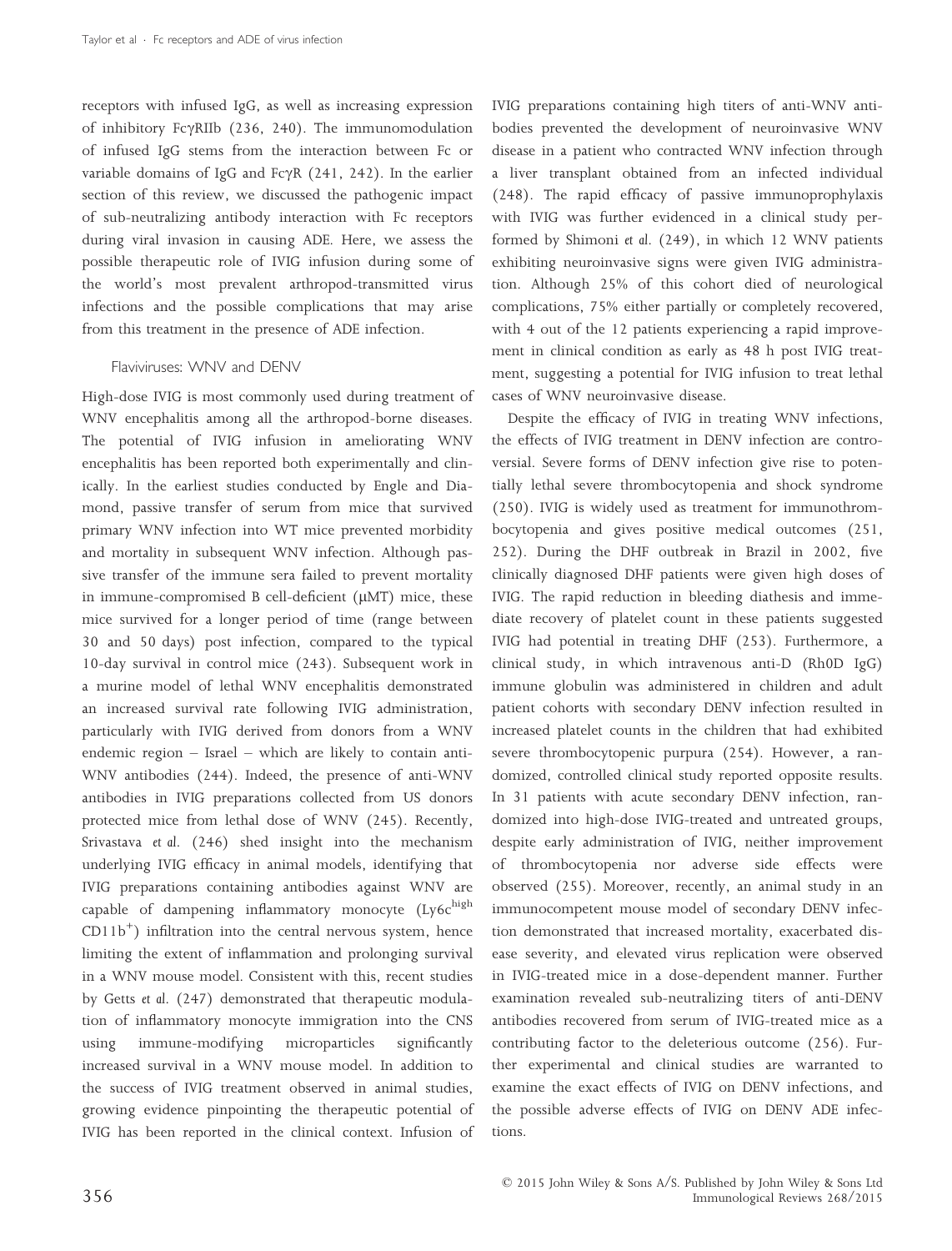receptors with infused IgG, as well as increasing expression of inhibitory FcγRIIb (236, 240). The immunomodulation of infused IgG stems from the interaction between Fc or variable domains of IgG and FcγR (241, 242). In the earlier section of this review, we discussed the pathogenic impact of sub-neutralizing antibody interaction with Fc receptors during viral invasion in causing ADE. Here, we assess the possible therapeutic role of IVIG infusion during some of the world's most prevalent arthropod-transmitted virus infections and the possible complications that may arise from this treatment in the presence of ADE infection.

### Flaviviruses: WNV and DENV

High-dose IVIG is most commonly used during treatment of WNV encephalitis among all the arthropod-borne diseases. The potential of IVIG infusion in ameliorating WNV encephalitis has been reported both experimentally and clinically. In the earliest studies conducted by Engle and Diamond, passive transfer of serum from mice that survived primary WNV infection into WT mice prevented morbidity and mortality in subsequent WNV infection. Although passive transfer of the immune sera failed to prevent mortality in immune-compromised B cell-deficient (μMT) mice, these mice survived for a longer period of time (range between 30 and 50 days) post infection, compared to the typical 10-day survival in control mice (243). Subsequent work in a murine model of lethal WNV encephalitis demonstrated an increased survival rate following IVIG administration, particularly with IVIG derived from donors from a WNV endemic region – Israel – which are likely to contain anti-WNV antibodies (244). Indeed, the presence of anti-WNV antibodies in IVIG preparations collected from US donors protected mice from lethal dose of WNV (245). Recently, Srivastava *et al.* (246) shed insight into the mechanism underlying IVIG efficacy in animal models, identifying that IVIG preparations containing antibodies against WNV are capable of dampening inflammatory monocyte (Ly6c$^{high}$ CD11b$^{+}$) infiltration into the central nervous system, hence limiting the extent of inflammation and prolonging survival in a WNV mouse model. Consistent with this, recent studies by Getts *et al.* (247) demonstrated that therapeutic modulation of inflammatory monocyte immigration into the CNS using immune-modifying microparticles significantly increased survival in a WNV mouse model. In addition to the success of IVIG treatment observed in animal studies, growing evidence pinpointing the therapeutic potential of IVIG has been reported in the clinical context. Infusion of IVIG preparations containing high titers of anti-WNV antibodies prevented the development of neuroinvasive WNV disease in a patient who contracted WNV infection through a liver transplant obtained from an infected individual (248). The rapid efficacy of passive immunoprophylaxis with IVIG was further evidenced in a clinical study performed by Shimoni *et al.* (249), in which 12 WNV patients exhibiting neuroinvasive signs were given IVIG administration. Although 25% of this cohort died of neurological complications, 75% either partially or completely recovered, with 4 out of the 12 patients experiencing a rapid improvement in clinical condition as early as 48 h post IVIG treatment, suggesting a potential for IVIG infusion to treat lethal cases of WNV neuroinvasive disease.

Despite the efficacy of IVIG in treating WNV infections, the effects of IVIG treatment in DENV infection are controversial. Severe forms of DENV infection give rise to potentially lethal severe thrombocytopenia and shock syndrome (250). IVIG is widely used as treatment for immunothrombocytopenia and gives positive medical outcomes (251, 252). During the DHF outbreak in Brazil in 2002, five clinically diagnosed DHF patients were given high doses of IVIG. The rapid reduction in bleeding diathesis and immediate recovery of platelet count in these patients suggested IVIG had potential in treating DHF (253). Furthermore, a clinical study, in which intravenous anti-D (Rh0D IgG) immune globulin was administered in children and adult patient cohorts with secondary DENV infection resulted in increased platelet counts in the children that had exhibited severe thrombocytopenic purpura (254). However, a randomized, controlled clinical study reported opposite results. In 31 patients with acute secondary DENV infection, randomized into high-dose IVIG-treated and untreated groups, despite early administration of IVIG, neither improvement of thrombocytopenia nor adverse side effects were observed (255). Moreover, recently, an animal study in an immunocompetent mouse model of secondary DENV infection demonstrated that increased mortality, exacerbated disease severity, and elevated virus replication were observed in IVIG-treated mice in a dose-dependent manner. Further examination revealed sub-neutralizing titers of anti-DENV antibodies recovered from serum of IVIG-treated mice as a contributing factor to the deleterious outcome (256). Further experimental and clinical studies are warranted to examine the exact effects of IVIG on DENV infections, and the possible adverse effects of IVIG on DENV ADE infections.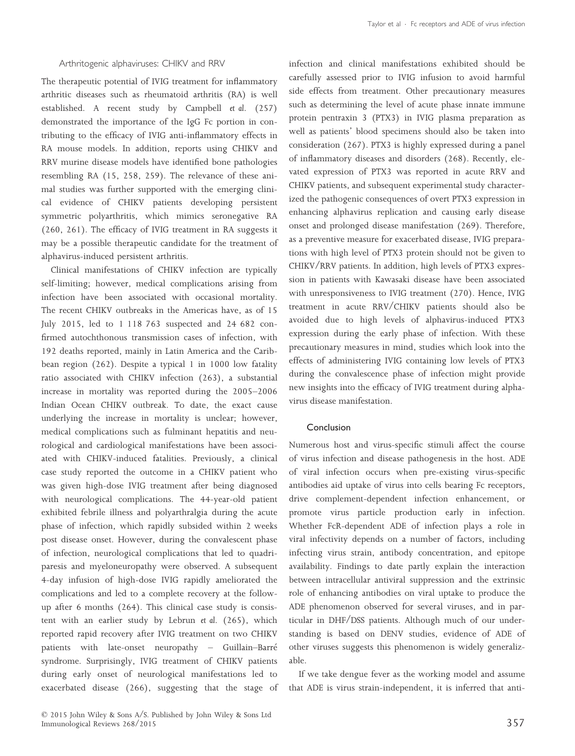### Arthritogenic alphaviruses: CHIKV and RRV

The therapeutic potential of IVIG treatment for inflammatory arthritic diseases such as rheumatoid arthritis (RA) is well established. A recent study by Campbell *et al.* (257) demonstrated the importance of the IgG Fc portion in contributing to the efficacy of IVIG anti-inflammatory effects in RA mouse models. In addition, reports using CHIKV and RRV murine disease models have identified bone pathologies resembling RA (15, 258, 259). The relevance of these animal studies was further supported with the emerging clinical evidence of CHIKV patients developing persistent symmetric polyarthritis, which mimics seronegative RA (260, 261). The efficacy of IVIG treatment in RA suggests it may be a possible therapeutic candidate for the treatment of alphavirus-induced persistent arthritis.

Clinical manifestations of CHIKV infection are typically self-limiting; however, medical complications arising from infection have been associated with occasional mortality. The recent CHIKV outbreaks in the Americas have, as of 15 July 2015, led to 1 118 763 suspected and 24 682 confirmed autochthonous transmission cases of infection, with 192 deaths reported, mainly in Latin America and the Caribbean region (262). Despite a typical 1 in 1000 low fatality ratio associated with CHIKV infection (263), a substantial increase in mortality was reported during the 2005–2006 Indian Ocean CHIKV outbreak. To date, the exact cause underlying the increase in mortality is unclear; however, medical complications such as fulminant hepatitis and neurological and cardiological manifestations have been associated with CHIKV-induced fatalities. Previously, a clinical case study reported the outcome in a CHIKV patient who was given high-dose IVIG treatment after being diagnosed with neurological complications. The 44-year-old patient exhibited febrile illness and polyarthralgia during the acute phase of infection, which rapidly subsided within 2 weeks post disease onset. However, during the convalescent phase of infection, neurological complications that led to quadriparesis and myeloneuropathy were observed. A subsequent 4-day infusion of high-dose IVIG rapidly ameliorated the complications and led to a complete recovery at the follow-up after 6 months (264). This clinical case study is consistent with an earlier study by Lebrun *et al.* (265), which reported rapid recovery after IVIG treatment on two CHIKV patients with late-onset neuropathy – Guillain–Barré syndrome. Surprisingly, IVIG treatment of CHIKV patients during early onset of neurological manifestations led to exacerbated disease (266), suggesting that the stage of infection and clinical manifestations exhibited should be carefully assessed prior to IVIG infusion to avoid harmful side effects from treatment. Other precautionary measures such as determining the level of acute phase innate immune protein pentraxin 3 (PTX3) in IVIG plasma preparation as well as patients' blood specimens should also be taken into consideration (267). PTX3 is highly expressed during a panel of inflammatory diseases and disorders (268). Recently, elevated expression of PTX3 was reported in acute RRV and CHIKV patients, and subsequent experimental study characterized the pathogenic consequences of overt PTX3 expression in enhancing alphavirus replication and causing early disease onset and prolonged disease manifestation (269). Therefore, as a preventive measure for exacerbated disease, IVIG preparations with high level of PTX3 protein should not be given to CHIKV/RRV patients. In addition, high levels of PTX3 expression in patients with Kawasaki disease have been associated with unresponsiveness to IVIG treatment (270). Hence, IVIG treatment in acute RRV/CHIKV patients should also be avoided due to high levels of alphavirus-induced PTX3 expression during the early phase of infection. With these precautionary measures in mind, studies which look into the effects of administering IVIG containing low levels of PTX3 during the convalescence phase of infection might provide new insights into the efficacy of IVIG treatment during alphavirus disease manifestation.

## Conclusion

Numerous host and virus-specific stimuli affect the course of virus infection and disease pathogenesis in the host. ADE of viral infection occurs when pre-existing virus-specific antibodies aid uptake of virus into cells bearing Fc receptors, drive complement-dependent infection enhancement, or promote virus particle production early in infection. Whether FcR-dependent ADE of infection plays a role in viral infectivity depends on a number of factors, including infecting virus strain, antibody concentration, and epitope availability. Findings to date partly explain the interaction between intracellular antiviral suppression and the extrinsic role of enhancing antibodies on viral uptake to produce the ADE phenomenon observed for several viruses, and in particular in DHF/DSS patients. Although much of our understanding is based on DENV studies, evidence of ADE of other viruses suggests this phenomenon is widely generalizable.

If we take dengue fever as the working model and assume that ADE is virus strain-independent, it is inferred that anti-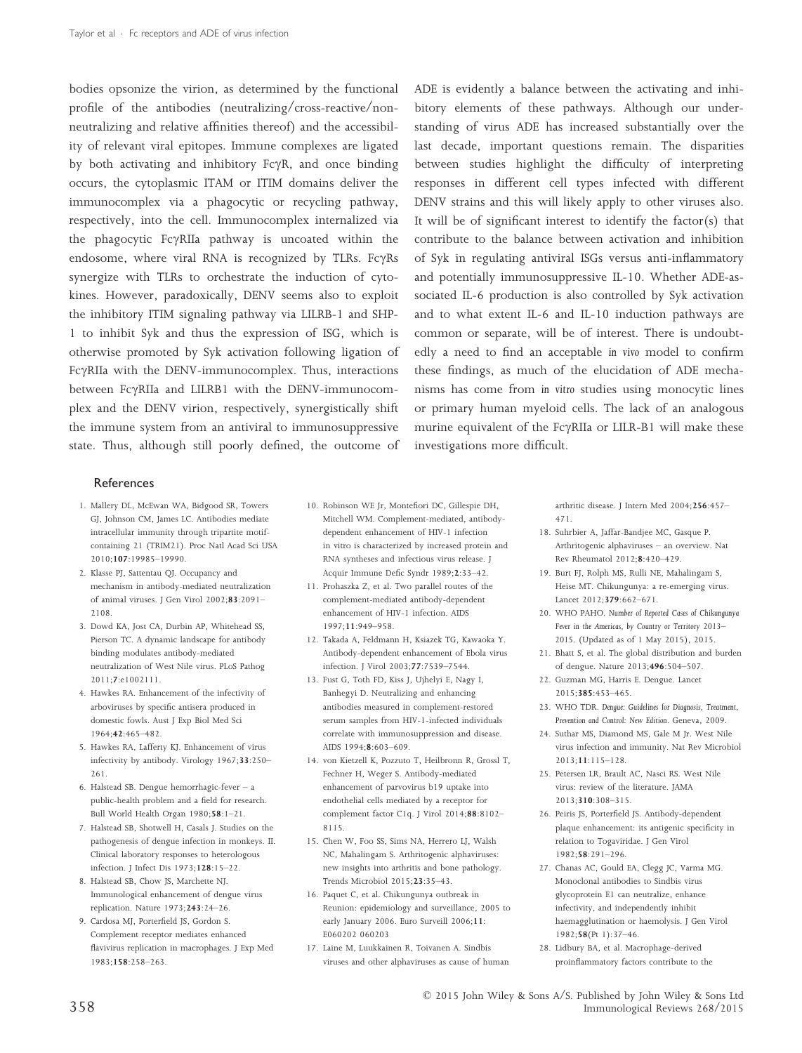bodies opsonize the virion, as determined by the functional profile of the antibodies (neutralizing/cross-reactive/non-neutralizing and relative affinities thereof) and the accessibility of relevant viral epitopes. Immune complexes are ligated by both activating and inhibitory FcγR, and once binding occurs, the cytoplasmic ITAM or ITIM domains deliver the immunocomplex via a phagocytic or recycling pathway, respectively, into the cell. Immunocomplex internalized via the phagocytic FcγRIIa pathway is uncoated within the endosome, where viral RNA is recognized by TLRs. FcγRs synergize with TLRs to orchestrate the induction of cytokines. However, paradoxically, DENV seems also to exploit the inhibitory ITIM signaling pathway via LILRB-1 and SHP-1 to inhibit Syk and thus the expression of ISG, which is otherwise promoted by Syk activation following ligation of FcγRIIa with the DENV-immunocomplex. Thus, interactions between FcγRIIa and LILRB1 with the DENV-immunocomplex and the DENV virion, respectively, synergistically shift the immune system from an antiviral to immunosuppressive state. Thus, although still poorly defined, the outcome of ADE is evidently a balance between the activating and inhibitory elements of these pathways. Although our understanding of virus ADE has increased substantially over the last decade, important questions remain. The disparities between studies highlight the difficulty of interpreting responses in different cell types infected with different DENV strains and this will likely apply to other viruses also. It will be of significant interest to identify the factor(s) that contribute to the balance between activation and inhibition of Syk in regulating antiviral ISGs versus anti-inflammatory and potentially immunosuppressive IL-10. Whether ADE-associated IL-6 production is also controlled by Syk activation and to what extent IL-6 and IL-10 induction pathways are common or separate, will be of interest. There is undoubtedly a need to find an acceptable *in vivo* model to confirm these findings, as much of the elucidation of ADE mechanisms has come from *in vitro* studies using monocytic lines or primary human myeloid cells. The lack of an analogous murine equivalent of the FcγRIIa or LILR-B1 will make these investigations more difficult.

## References

1. Mallery DL, McEwan WA, Bidgood SR, Towers GJ, Johnson CM, James LC. Antibodies mediate intracellular immunity through tripartite motif-containing 21 (TRIM21). Proc Natl Acad Sci USA 2010;**107**:19985–19990.
2. Klasse PJ, Sattentau QJ. Occupancy and mechanism in antibody-mediated neutralization of animal viruses. J Gen Virol 2002;**83**:2091–2108.
3. Dowd KA, Jost CA, Durbin AP, Whitehead SS, Pierson TC. A dynamic landscape for antibody binding modulates antibody-mediated neutralization of West Nile virus. PLoS Pathog 2011;**7**:e1002111.
4. Hawkes RA. Enhancement of the infectivity of arboviruses by specific antisera produced in domestic fowls. Aust J Exp Biol Med Sci 1964;**42**:465–482.
5. Hawkes RA, Lafferty KJ. Enhancement of virus infectivity by antibody. Virology 1967;**33**:250–261.
6. Halstead SB. Dengue hemorrhagic-fever – a public-health problem and a field for research. Bull World Health Organ 1980;**58**:1–21.
7. Halstead SB, Shotwell H, Casals J. Studies on the pathogenesis of dengue infection in monkeys. II. Clinical laboratory responses to heterologous infection. J Infect Dis 1973;**128**:15–22.
8. Halstead SB, Chow JS, Marchette NJ. Immunological enhancement of dengue virus replication. Nature 1973;**243**:24–26.
9. Cardosa MJ, Porterfield JS, Gordon S. Complement receptor mediates enhanced flavivirus replication in macrophages. J Exp Med 1983;**158**:258–263.
10. Robinson WE Jr, Montefiori DC, Gillespie DH, Mitchell WM. Complement-mediated, antibody-dependent enhancement of HIV-1 infection in vitro is characterized by increased protein and RNA syntheses and infectious virus release. J Acquir Immune Defic Syndr 1989;**2**:33–42.
11. Prohaszka Z, et al. Two parallel routes of the complement-mediated antibody-dependent enhancement of HIV-1 infection. AIDS 1997;**11**:949–958.
12. Takada A, Feldmann H, Ksiazek TG, Kawaoka Y. Antibody-dependent enhancement of Ebola virus infection. J Virol 2003;**77**:7539–7544.
13. Fust G, Toth FD, Kiss J, Ujhelyi E, Nagy I, Banhegyi D. Neutralizing and enhancing antibodies measured in complement-restored serum samples from HIV-1-infected individuals correlate with immunosuppression and disease. AIDS 1994;**8**:603–609.
14. von Kietzell K, Pozzuto T, Heilbronn R, Grossl T, Fechner H, Weger S. Antibody-mediated enhancement of parvovirus b19 uptake into endothelial cells mediated by a receptor for complement factor C1q. J Virol 2014;**88**:8102–8115.
15. Chen W, Foo SS, Sims NA, Herrero LJ, Walsh NC, Mahalingam S. Arthritogenic alphaviruses: new insights into arthritis and bone pathology. Trends Microbiol 2015;**23**:35–43.
16. Paquet C, et al. Chikungunya outbreak in Reunion: epidemiology and surveillance, 2005 to early January 2006. Euro Surveill 2006;**11**: E060202 060203
17. Laine M, Luukkainen R, Toivanen A. Sindbis viruses and other alphaviruses as cause of human arthritic disease. J Intern Med 2004;**256**:457–471.
18. Suhrbier A, Jaffar-Bandjee MC, Gasque P. Arthritogenic alphaviruses – an overview. Nat Rev Rheumatol 2012;**8**:420–429.
19. Burt FJ, Rolph MS, Rulli NE, Mahalingam S, Heise MT. Chikungunya: a re-emerging virus. Lancet 2012;**379**:662–671.
20. WHO PAHO. *Number of Reported Cases of Chikungunya Fever in the Americas, by Country or Territory 2013–2015.* (Updated as of 1 May 2015), 2015.
21. Bhatt S, et al. The global distribution and burden of dengue. Nature 2013;**496**:504–507.
22. Guzman MG, Harris E. Dengue. Lancet 2015;**385**:453–465.
23. WHO TDR. *Dengue: Guidelines for Diagnosis, Treatment, Prevention and Control: New Edition.* Geneva, 2009.
24. Suthar MS, Diamond MS, Gale M Jr. West Nile virus infection and immunity. Nat Rev Microbiol 2013;**11**:115–128.
25. Petersen LR, Brault AC, Nasci RS. West Nile virus: review of the literature. JAMA 2013;**310**:308–315.
26. Peiris JS, Porterfield JS. Antibody-dependent plaque enhancement: its antigenic specificity in relation to Togaviridae. J Gen Virol 1982;**58**:291–296.
27. Chanas AC, Gould EA, Clegg JC, Varma MG. Monoclonal antibodies to Sindbis virus glycoprotein E1 can neutralize, enhance infectivity, and independently inhibit haemagglutination or haemolysis. J Gen Virol 1982;**58**(Pt 1):37–46.
28. Lidbury BA, et al. Macrophage-derived proinflammatory factors contribute to the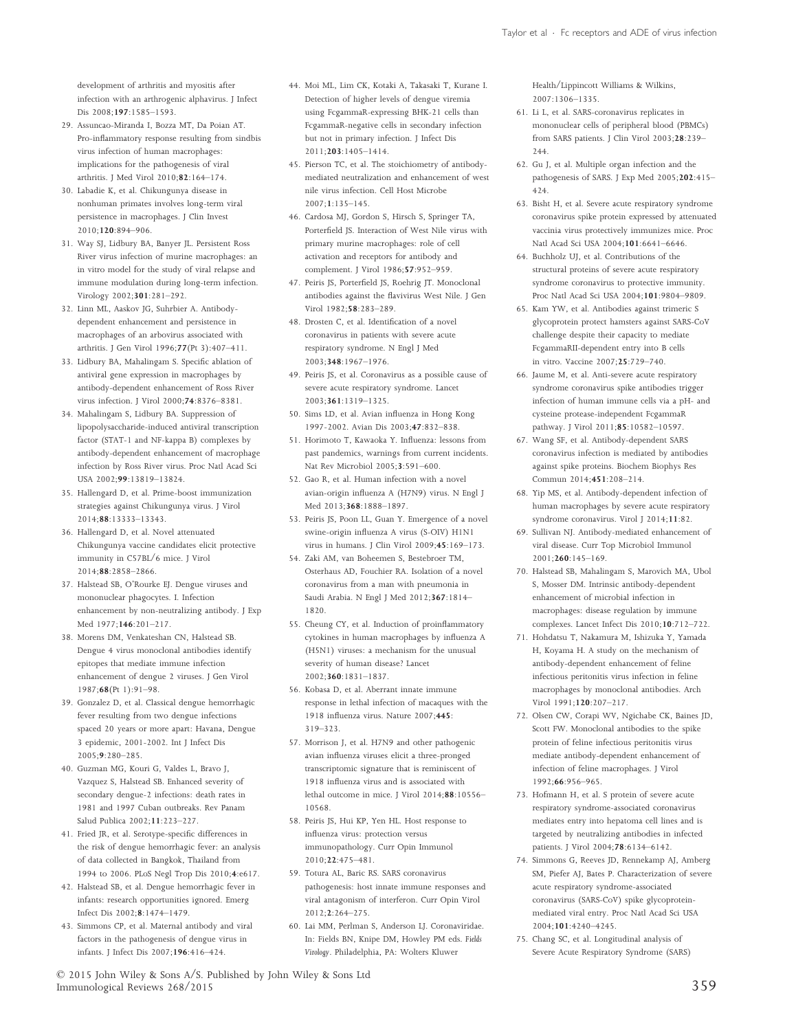development of arthritis and myositis after infection with an arthrogenic alphavirus. J Infect Dis 2008;**197**:1585–1593.

29. Assuncao-Miranda I, Bozza MT, Da Poian AT. Pro-inflammatory response resulting from sindbis virus infection of human macrophages: implications for the pathogenesis of viral arthritis. J Med Virol 2010;**82**:164–174.
30. Labadie K, et al. Chikungunya disease in nonhuman primates involves long-term viral persistence in macrophages. J Clin Invest 2010;**120**:894–906.
31. Way SJ, Lidbury BA, Banyer JL. Persistent Ross River virus infection of murine macrophages: an in vitro model for the study of viral relapse and immune modulation during long-term infection. Virology 2002;**301**:281–292.
32. Linn ML, Aaskov JG, Suhrbier A. Antibody-dependent enhancement and persistence in macrophages of an arbovirus associated with arthritis. J Gen Virol 1996;**77**(Pt 3):407–411.
33. Lidbury BA, Mahalingam S. Specific ablation of antiviral gene expression in macrophages by antibody-dependent enhancement of Ross River virus infection. J Virol 2000;**74**:8376–8381.
34. Mahalingam S, Lidbury BA. Suppression of lipopolysaccharide-induced antiviral transcription factor (STAT-1 and NF-kappa B) complexes by antibody-dependent enhancement of macrophage infection by Ross River virus. Proc Natl Acad Sci USA 2002;**99**:13819–13824.
35. Hallengard D, et al. Prime-boost immunization strategies against Chikungunya virus. J Virol 2014;**88**:13333–13343.
36. Hallengard D, et al. Novel attenuated Chikungunya vaccine candidates elicit protective immunity in C57BL/6 mice. J Virol 2014;**88**:2858–2866.
37. Halstead SB, O'Rourke EJ. Dengue viruses and mononuclear phagocytes. I. Infection enhancement by non-neutralizing antibody. J Exp Med 1977;**146**:201–217.
38. Morens DM, Venkateshan CN, Halstead SB. Dengue 4 virus monoclonal antibodies identify epitopes that mediate immune infection enhancement of dengue 2 viruses. J Gen Virol 1987;**68**(Pt 1):91–98.
39. Gonzalez D, et al. Classical dengue hemorrhagic fever resulting from two dengue infections spaced 20 years or more apart: Havana, Dengue 3 epidemic, 2001-2002. Int J Infect Dis 2005;**9**:280–285.
40. Guzman MG, Kouri G, Valdes L, Bravo J, Vazquez S, Halstead SB. Enhanced severity of secondary dengue-2 infections: death rates in 1981 and 1997 Cuban outbreaks. Rev Panam Salud Publica 2002;**11**:223–227.
41. Fried JR, et al. Serotype-specific differences in the risk of dengue hemorrhagic fever: an analysis of data collected in Bangkok, Thailand from 1994 to 2006. PLoS Negl Trop Dis 2010;**4**:e617.
42. Halstead SB, et al. Dengue hemorrhagic fever in infants: research opportunities ignored. Emerg Infect Dis 2002;**8**:1474–1479.
43. Simmons CP, et al. Maternal antibody and viral factors in the pathogenesis of dengue virus in infants. J Infect Dis 2007;**196**:416–424.
44. Moi ML, Lim CK, Kotaki A, Takasaki T, Kurane I. Detection of higher levels of dengue viremia using FcgammaR-expressing BHK-21 cells than FcgammaR-negative cells in secondary infection but not in primary infection. J Infect Dis 2011;**203**:1405–1414.
45. Pierson TC, et al. The stoichiometry of antibody-mediated neutralization and enhancement of west nile virus infection. Cell Host Microbe 2007;**1**:135–145.
46. Cardosa MJ, Gordon S, Hirsch S, Springer TA, Porterfield JS. Interaction of West Nile virus with primary murine macrophages: role of cell activation and receptors for antibody and complement. J Virol 1986;**57**:952–959.
47. Peiris JS, Porterfield JS, Roehrig JT. Monoclonal antibodies against the flavivirus West Nile. J Gen Virol 1982;**58**:283–289.
48. Drosten C, et al. Identification of a novel coronavirus in patients with severe acute respiratory syndrome. N Engl J Med 2003;**348**:1967–1976.
49. Peiris JS, et al. Coronavirus as a possible cause of severe acute respiratory syndrome. Lancet 2003;**361**:1319–1325.
50. Sims LD, et al. Avian influenza in Hong Kong 1997-2002. Avian Dis 2003;**47**:832–838.
51. Horimoto T, Kawaoka Y. Influenza: lessons from past pandemics, warnings from current incidents. Nat Rev Microbiol 2005;**3**:591–600.
52. Gao R, et al. Human infection with a novel avian-origin influenza A (H7N9) virus. N Engl J Med 2013;**368**:1888–1897.
53. Peiris JS, Poon LL, Guan Y. Emergence of a novel swine-origin influenza A virus (S-OIV) H1N1 virus in humans. J Clin Virol 2009;**45**:169–173.
54. Zaki AM, van Boheemen S, Bestebroer TM, Osterhaus AD, Fouchier RA. Isolation of a novel coronavirus from a man with pneumonia in Saudi Arabia. N Engl J Med 2012;**367**:1814–1820.
55. Cheung CY, et al. Induction of proinflammatory cytokines in human macrophages by influenza A (H5N1) viruses: a mechanism for the unusual severity of human disease? Lancet 2002;**360**:1831–1837.
56. Kobasa D, et al. Aberrant innate immune response in lethal infection of macaques with the 1918 influenza virus. Nature 2007;**445**:319–323.
57. Morrison J, et al. H7N9 and other pathogenic avian influenza viruses elicit a three-pronged transcriptomic signature that is reminiscent of 1918 influenza virus and is associated with lethal outcome in mice. J Virol 2014;**88**:10556–10568.
58. Peiris JS, Hui KP, Yen HL. Host response to influenza virus: protection versus immunopathology. Curr Opin Immunol 2010;**22**:475–481.
59. Totura AL, Baric RS. SARS coronavirus pathogenesis: host innate immune responses and viral antagonism of interferon. Curr Opin Virol 2012;**2**:264–275.
60. Lai MM, Perlman S, Anderson LJ. Coronaviridae. In: Fields BN, Knipe DM, Howley PM eds. *Fields Virology*. Philadelphia, PA: Wolters Kluwer Health/Lippincott Williams & Wilkins, 2007:1306–1335.
61. Li L, et al. SARS-coronavirus replicates in mononuclear cells of peripheral blood (PBMCs) from SARS patients. J Clin Virol 2003;**28**:239–244.
62. Gu J, et al. Multiple organ infection and the pathogenesis of SARS. J Exp Med 2005;**202**:415–424.
63. Bisht H, et al. Severe acute respiratory syndrome coronavirus spike protein expressed by attenuated vaccinia virus protectively immunizes mice. Proc Natl Acad Sci USA 2004;**101**:6641–6646.
64. Buchholz UJ, et al. Contributions of the structural proteins of severe acute respiratory syndrome coronavirus to protective immunity. Proc Natl Acad Sci USA 2004;**101**:9804–9809.
65. Kam YW, et al. Antibodies against trimeric S glycoprotein protect hamsters against SARS-CoV challenge despite their capacity to mediate FcgammaRII-dependent entry into B cells in vitro. Vaccine 2007;**25**:729–740.
66. Jaume M, et al. Anti-severe acute respiratory syndrome coronavirus spike antibodies trigger infection of human immune cells via a pH- and cysteine protease-independent FcgammaR pathway. J Virol 2011;**85**:10582–10597.
67. Wang SF, et al. Antibody-dependent SARS coronavirus infection is mediated by antibodies against spike proteins. Biochem Biophys Res Commun 2014;**451**:208–214.
68. Yip MS, et al. Antibody-dependent infection of human macrophages by severe acute respiratory syndrome coronavirus. Virol J 2014;**11**:82.
69. Sullivan NJ. Antibody-mediated enhancement of viral disease. Curr Top Microbiol Immunol 2001;**260**:145–169.
70. Halstead SB, Mahalingam S, Marovich MA, Ubol S, Mosser DM. Intrinsic antibody-dependent enhancement of microbial infection in macrophages: disease regulation by immune complexes. Lancet Infect Dis 2010;**10**:712–722.
71. Hohdatsu T, Nakamura M, Ishizuka Y, Yamada H, Koyama H. A study on the mechanism of antibody-dependent enhancement of feline infectious peritonitis virus infection in feline macrophages by monoclonal antibodies. Arch Virol 1991;**120**:207–217.
72. Olsen CW, Corapi WV, Ngichabe CK, Baines JD, Scott FW. Monoclonal antibodies to the spike protein of feline infectious peritonitis virus mediate antibody-dependent enhancement of infection of feline macrophages. J Virol 1992;**66**:956–965.
73. Hofmann H, et al. S protein of severe acute respiratory syndrome-associated coronavirus mediates entry into hepatoma cell lines and is targeted by neutralizing antibodies in infected patients. J Virol 2004;**78**:6134–6142.
74. Simmons G, Reeves JD, Rennekamp AJ, Amberg SM, Piefer AJ, Bates P. Characterization of severe acute respiratory syndrome-associated coronavirus (SARS-CoV) spike glycoprotein-mediated viral entry. Proc Natl Acad Sci USA 2004;**101**:4240–4245.
75. Chang SC, et al. Longitudinal analysis of Severe Acute Respiratory Syndrome (SARS)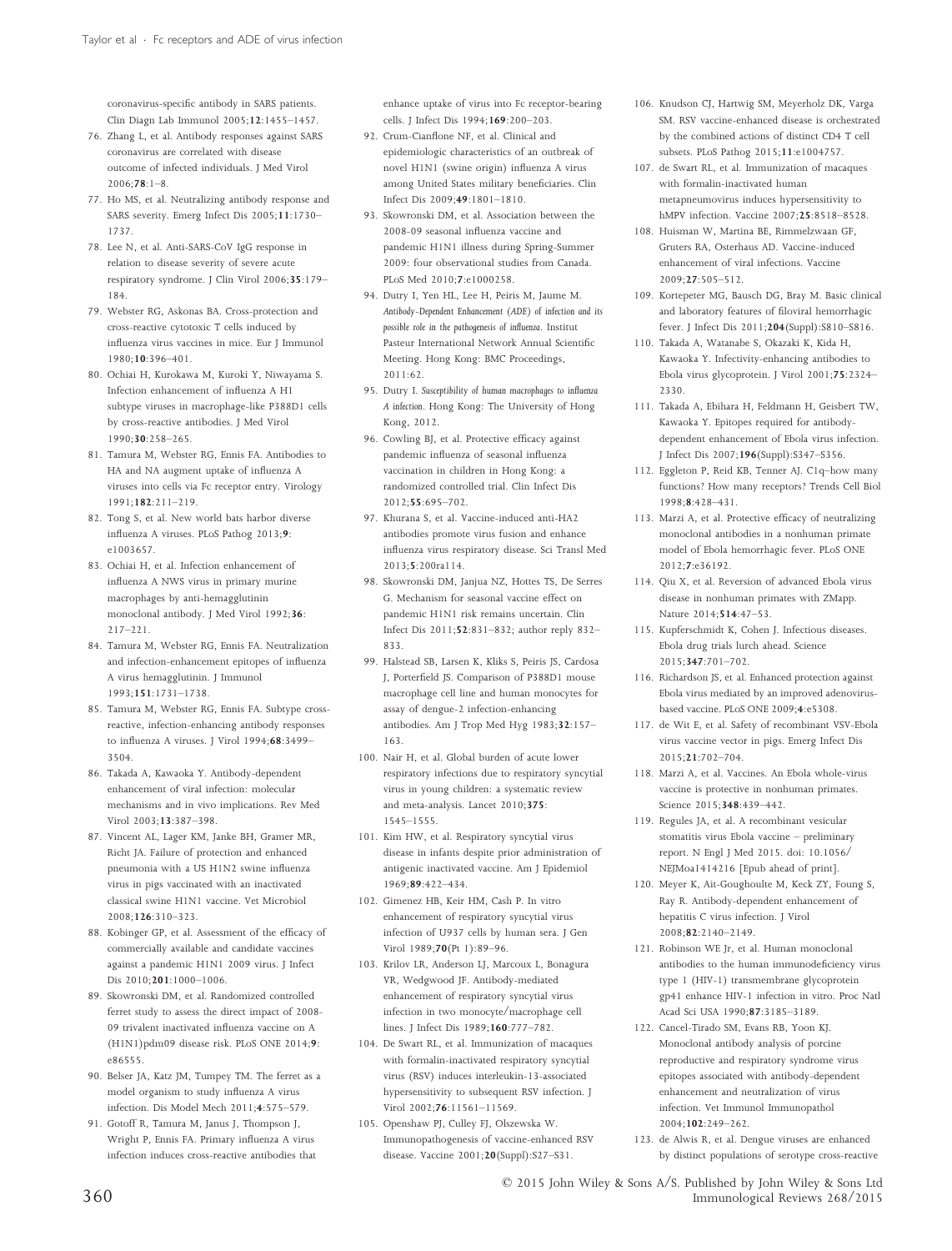coronavirus-specific antibody in SARS patients. Clin Diagn Lab Immunol 2005;**12**:1455–1457.

76. Zhang L, et al. Antibody responses against SARS coronavirus are correlated with disease outcome of infected individuals. J Med Virol 2006;**78**:1–8.
77. Ho MS, et al. Neutralizing antibody response and SARS severity. Emerg Infect Dis 2005;**11**:1730–1737.
78. Lee N, et al. Anti-SARS-CoV IgG response in relation to disease severity of severe acute respiratory syndrome. J Clin Virol 2006;**35**:179–184.
79. Webster RG, Askonas BA. Cross-protection and cross-reactive cytotoxic T cells induced by influenza virus vaccines in mice. Eur J Immunol 1980;**10**:396–401.
80. Ochiai H, Kurokawa M, Kuroki Y, Niwayama S. Infection enhancement of influenza A H1 subtype viruses in macrophage-like P388D1 cells by cross-reactive antibodies. J Med Virol 1990;**30**:258–265.
81. Tamura M, Webster RG, Ennis FA. Antibodies to HA and NA augment uptake of influenza A viruses into cells via Fc receptor entry. Virology 1991;**182**:211–219.
82. Tong S, et al. New world bats harbor diverse influenza A viruses. PLoS Pathog 2013;**9**:e1003657.
83. Ochiai H, et al. Infection enhancement of influenza A NWS virus in primary murine macrophages by anti-hemagglutinin monoclonal antibody. J Med Virol 1992;**36**:217–221.
84. Tamura M, Webster RG, Ennis FA. Neutralization and infection-enhancement epitopes of influenza A virus hemagglutinin. J Immunol 1993;**151**:1731–1738.
85. Tamura M, Webster RG, Ennis FA. Subtype cross-reactive, infection-enhancing antibody responses to influenza A viruses. J Virol 1994;**68**:3499–3504.
86. Takada A, Kawaoka Y. Antibody-dependent enhancement of viral infection: molecular mechanisms and in vivo implications. Rev Med Virol 2003;**13**:387–398.
87. Vincent AL, Lager KM, Janke BH, Gramer MR, Richt JA. Failure of protection and enhanced pneumonia with a US H1N2 swine influenza virus in pigs vaccinated with an inactivated classical swine H1N1 vaccine. Vet Microbiol 2008;**126**:310–323.
88. Kobinger GP, et al. Assessment of the efficacy of commercially available and candidate vaccines against a pandemic H1N1 2009 virus. J Infect Dis 2010;**201**:1000–1006.
89. Skowronski DM, et al. Randomized controlled ferret study to assess the direct impact of 2008-09 trivalent inactivated influenza vaccine on A (H1N1)pdm09 disease risk. PLoS ONE 2014;**9**:e86555.
90. Belser JA, Katz JM, Tumpey TM. The ferret as a model organism to study influenza A virus infection. Dis Model Mech 2011;**4**:575–579.
91. Gotoff R, Tamura M, Janus J, Thompson J, Wright P, Ennis FA. Primary influenza A virus infection induces cross-reactive antibodies that enhance uptake of virus into Fc receptor-bearing cells. J Infect Dis 1994;**169**:200–203.
92. Crum-Cianflone NF, et al. Clinical and epidemiologic characteristics of an outbreak of novel H1N1 (swine origin) influenza A virus among United States military beneficiaries. Clin Infect Dis 2009;**49**:1801–1810.
93. Skowronski DM, et al. Association between the 2008-09 seasonal influenza vaccine and pandemic H1N1 illness during Spring-Summer 2009: four observational studies from Canada. PLoS Med 2010;**7**:e1000258.
94. Dutry I, Yen HL, Lee H, Peiris M, Jaume M. *Antibody-Dependent Enhancement (ADE) of infection and its possible role in the pathogenesis of influenza*. Institut Pasteur International Network Annual Scientific Meeting. Hong Kong: BMC Proceedings, 2011:62.
95. Dutry I. *Susceptibility of human macrophages to influenza A infection*. Hong Kong: The University of Hong Kong, 2012.
96. Cowling BJ, et al. Protective efficacy against pandemic influenza of seasonal influenza vaccination in children in Hong Kong: a randomized controlled trial. Clin Infect Dis 2012;**55**:695–702.
97. Khurana S, et al. Vaccine-induced anti-HA2 antibodies promote virus fusion and enhance influenza virus respiratory disease. Sci Transl Med 2013;**5**:200ra114.
98. Skowronski DM, Janjua NZ, Hottes TS, De Serres G. Mechanism for seasonal vaccine effect on pandemic H1N1 risk remains uncertain. Clin Infect Dis 2011;**52**:831–832; author reply 832–833.
99. Halstead SB, Larsen K, Kliks S, Peiris JS, Cardosa J, Porterfield JS. Comparison of P388D1 mouse macrophage cell line and human monocytes for assay of dengue-2 infection-enhancing antibodies. Am J Trop Med Hyg 1983;**32**:157–163.
100. Nair H, et al. Global burden of acute lower respiratory infections due to respiratory syncytial virus in young children: a systematic review and meta-analysis. Lancet 2010;**375**:1545–1555.
101. Kim HW, et al. Respiratory syncytial virus disease in infants despite prior administration of antigenic inactivated vaccine. Am J Epidemiol 1969;**89**:422–434.
102. Gimenez HB, Keir HM, Cash P. In vitro enhancement of respiratory syncytial virus infection of U937 cells by human sera. J Gen Virol 1989;**70**(Pt 1):89–96.
103. Krilov LR, Anderson LJ, Marcoux L, Bonagura VR, Wedgwood JF. Antibody-mediated enhancement of respiratory syncytial virus infection in two monocyte/macrophage cell lines. J Infect Dis 1989;**160**:777–782.
104. De Swart RL, et al. Immunization of macaques with formalin-inactivated respiratory syncytial virus (RSV) induces interleukin-13-associated hypersensitivity to subsequent RSV infection. J Virol 2002;**76**:11561–11569.
105. Openshaw PJ, Culley FJ, Olszewska W. Immunopathogenesis of vaccine-enhanced RSV disease. Vaccine 2001;**20**(Suppl):S27–S31.
106. Knudson CJ, Hartwig SM, Meyerholz DK, Varga SM. RSV vaccine-enhanced disease is orchestrated by the combined actions of distinct CD4 T cell subsets. PLoS Pathog 2015;**11**:e1004757.
107. de Swart RL, et al. Immunization of macaques with formalin-inactivated human metapneumovirus induces hypersensitivity to hMPV infection. Vaccine 2007;**25**:8518–8528.
108. Huisman W, Martina BE, Rimmelzwaan GF, Gruters RA, Osterhaus AD. Vaccine-induced enhancement of viral infections. Vaccine 2009;**27**:505–512.
109. Kortepeter MG, Bausch DG, Bray M. Basic clinical and laboratory features of filoviral hemorrhagic fever. J Infect Dis 2011;**204**(Suppl):S810–S816.
110. Takada A, Watanabe S, Okazaki K, Kida H, Kawaoka Y. Infectivity-enhancing antibodies to Ebola virus glycoprotein. J Virol 2001;**75**:2324–2330.
111. Takada A, Ebihara H, Feldmann H, Geisbert TW, Kawaoka Y. Epitopes required for antibody-dependent enhancement of Ebola virus infection. J Infect Dis 2007;**196**(Suppl):S347–S356.
112. Eggleton P, Reid KB, Tenner AJ. C1q–how many functions? How many receptors? Trends Cell Biol 1998;**8**:428–431.
113. Marzi A, et al. Protective efficacy of neutralizing monoclonal antibodies in a nonhuman primate model of Ebola hemorrhagic fever. PLoS ONE 2012;**7**:e36192.
114. Qiu X, et al. Reversion of advanced Ebola virus disease in nonhuman primates with ZMapp. Nature 2014;**514**:47–53.
115. Kupferschmidt K, Cohen J. Infectious diseases. Ebola drug trials lurch ahead. Science 2015;**347**:701–702.
116. Richardson JS, et al. Enhanced protection against Ebola virus mediated by an improved adenovirus-based vaccine. PLoS ONE 2009;**4**:e5308.
117. de Wit E, et al. Safety of recombinant VSV-Ebola virus vaccine vector in pigs. Emerg Infect Dis 2015;**21**:702–704.
118. Marzi A, et al. Vaccines. An Ebola whole-virus vaccine is protective in nonhuman primates. Science 2015;**348**:439–442.
119. Regules JA, et al. A recombinant vesicular stomatitis virus Ebola vaccine – preliminary report. N Engl J Med 2015. doi: 10.1056/NEJMoa1414216 [Epub ahead of print].
120. Meyer K, Ait-Goughoulte M, Keck ZY, Foung S, Ray R. Antibody-dependent enhancement of hepatitis C virus infection. J Virol 2008;**82**:2140–2149.
121. Robinson WE Jr, et al. Human monoclonal antibodies to the human immunodeficiency virus type 1 (HIV-1) transmembrane glycoprotein gp41 enhance HIV-1 infection in vitro. Proc Natl Acad Sci USA 1990;**87**:3185–3189.
122. Cancel-Tirado SM, Evans RB, Yoon KJ. Monoclonal antibody analysis of porcine reproductive and respiratory syndrome virus epitopes associated with antibody-dependent enhancement and neutralization of virus infection. Vet Immunol Immunopathol 2004;**102**:249–262.
123. de Alwis R, et al. Dengue viruses are enhanced by distinct populations of serotype cross-reactive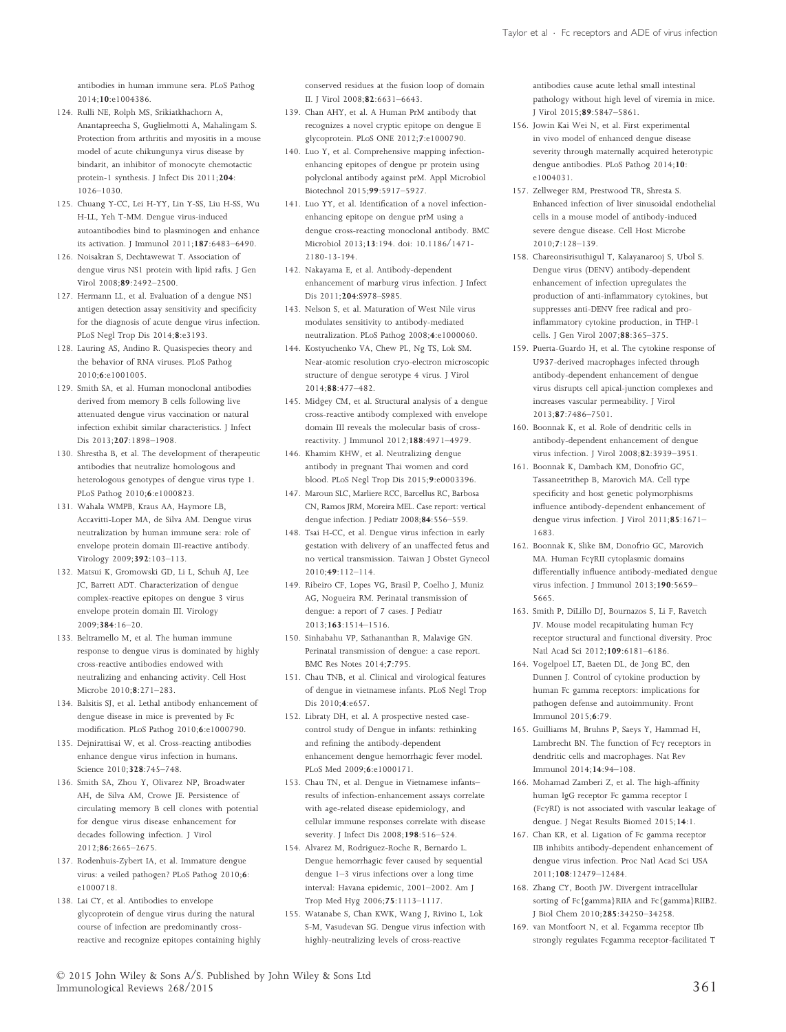antibodies in human immune sera. PLoS Pathog 2014;**10**:e1004386.

124. Rulli NE, Rolph MS, Srikiatkhachorn A, Anantapreecha S, Guglielmotti A, Mahalingam S. Protection from arthritis and myositis in a mouse model of acute chikungunya virus disease by bindarit, an inhibitor of monocyte chemotactic protein-1 synthesis. J Infect Dis 2011;**204**: 1026–1030.
125. Chuang Y-CC, Lei H-YY, Lin Y-SS, Liu H-SS, Wu H-LL, Yeh T-MM. Dengue virus-induced autoantibodies bind to plasminogen and enhance its activation. J Immunol 2011;**187**:6483–6490.
126. Noisakran S, Dechtawewat T. Association of dengue virus NS1 protein with lipid rafts. J Gen Virol 2008;**89**:2492–2500.
127. Hermann LL, et al. Evaluation of a dengue NS1 antigen detection assay sensitivity and specificity for the diagnosis of acute dengue virus infection. PLoS Negl Trop Dis 2014;**8**:e3193.
128. Lauring AS, Andino R. Quasispecies theory and the behavior of RNA viruses. PLoS Pathog 2010;**6**:e1001005.
129. Smith SA, et al. Human monoclonal antibodies derived from memory B cells following live attenuated dengue virus vaccination or natural infection exhibit similar characteristics. J Infect Dis 2013;**207**:1898–1908.
130. Shrestha B, et al. The development of therapeutic antibodies that neutralize homologous and heterologous genotypes of dengue virus type 1. PLoS Pathog 2010;**6**:e1000823.
131. Wahala WMPB, Kraus AA, Haymore LB, Accavitti-Loper MA, de Silva AM. Dengue virus neutralization by human immune sera: role of envelope protein domain III-reactive antibody. Virology 2009;**392**:103–113.
132. Matsui K, Gromowski GD, Li L, Schuh AJ, Lee JC, Barrett ADT. Characterization of dengue complex-reactive epitopes on dengue 3 virus envelope protein domain III. Virology 2009;**384**:16–20.
133. Beltramello M, et al. The human immune response to dengue virus is dominated by highly cross-reactive antibodies endowed with neutralizing and enhancing activity. Cell Host Microbe 2010;**8**:271–283.
134. Balsitis SJ, et al. Lethal antibody enhancement of dengue disease in mice is prevented by Fc modification. PLoS Pathog 2010;**6**:e1000790.
135. Dejnirattisai W, et al. Cross-reacting antibodies enhance dengue virus infection in humans. Science 2010;**328**:745–748.
136. Smith SA, Zhou Y, Olivarez NP, Broadwater AH, de Silva AM, Crowe JE. Persistence of circulating memory B cell clones with potential for dengue virus disease enhancement for decades following infection. J Virol 2012;**86**:2665–2675.
137. Rodenhuis-Zybert IA, et al. Immature dengue virus: a veiled pathogen? PLoS Pathog 2010;**6**: e1000718.
138. Lai CY, et al. Antibodies to envelope glycoprotein of dengue virus during the natural course of infection are predominantly cross-reactive and recognize epitopes containing highly conserved residues at the fusion loop of domain II. J Virol 2008;**82**:6631–6643.
139. Chan AHY, et al. A Human PrM antibody that recognizes a novel cryptic epitope on dengue E glycoprotein. PLoS ONE 2012;**7**:e1000790.
140. Luo Y, et al. Comprehensive mapping infection-enhancing epitopes of dengue pr protein using polyclonal antibody against prM. Appl Microbiol Biotechnol 2015;**99**:5917–5927.
141. Luo YY, et al. Identification of a novel infection-enhancing epitope on dengue prM using a dengue cross-reacting monoclonal antibody. BMC Microbiol 2013;**13**:194. doi: 10.1186/1471-2180-13-194.
142. Nakayama E, et al. Antibody-dependent enhancement of marburg virus infection. J Infect Dis 2011;**204**:S978–S985.
143. Nelson S, et al. Maturation of West Nile virus modulates sensitivity to antibody-mediated neutralization. PLoS Pathog 2008;**4**:e1000060.
144. Kostyuchenko VA, Chew PL, Ng TS, Lok SM. Near-atomic resolution cryo-electron microscopic structure of dengue serotype 4 virus. J Virol 2014;**88**:477–482.
145. Midgey CM, et al. Structural analysis of a dengue cross-reactive antibody complexed with envelope domain III reveals the molecular basis of cross-reactivity. J Immunol 2012;**188**:4971–4979.
146. Khamim KHW, et al. Neutralizing dengue antibody in pregnant Thai women and cord blood. PLoS Negl Trop Dis 2015;**9**:e0003396.
147. Maroun SLC, Marliere RCC, Barcellus RC, Barbosa CN, Ramos JRM, Moreira MEL. Case report: vertical dengue infection. J Pediatr 2008;**84**:556–559.
148. Tsai H-CC, et al. Dengue virus infection in early gestation with delivery of an unaffected fetus and no vertical transmission. Taiwan J Obstet Gynecol 2010;**49**:112–114.
149. Ribeiro CF, Lopes VG, Brasil P, Coelho J, Muniz AG, Nogueira RM. Perinatal transmission of dengue: a report of 7 cases. J Pediatr 2013;**163**:1514–1516.
150. Sinhabahu VP, Sathananthan R, Malavige GN. Perinatal transmission of dengue: a case report. BMC Res Notes 2014;**7**:795.
151. Chau TNB, et al. Clinical and virological features of dengue in vietnamese infants. PLoS Negl Trop Dis 2010;**4**:e657.
152. Libraty DH, et al. A prospective nested case-control study of Dengue in infants: rethinking and refining the antibody-dependent enhancement dengue hemorrhagic fever model. PLoS Med 2009;**6**:e1000171.
153. Chau TN, et al. Dengue in Vietnamese infants– results of infection-enhancement assays correlate with age-related disease epidemiology, and cellular immune responses correlate with disease severity. J Infect Dis 2008;**198**:516–524.
154. Alvarez M, Rodriguez-Roche R, Bernardo L. Dengue hemorrhagic fever caused by sequential dengue 1–3 virus infections over a long time interval: Havana epidemic, 2001–2002. Am J Trop Med Hyg 2006;**75**:1113–1117.
155. Watanabe S, Chan KWK, Wang J, Rivino L, Lok S-M, Vasudevan SG. Dengue virus infection with highly-neutralizing levels of cross-reactive antibodies cause acute lethal small intestinal pathology without high level of viremia in mice. J Virol 2015;**89**:5847–5861.
156. Jowin Kai Wei N, et al. First experimental in vivo model of enhanced dengue disease severity through maternally acquired heterotypic dengue antibodies. PLoS Pathog 2014;**10**: e1004031.
157. Zellweger RM, Prestwood TR, Shresta S. Enhanced infection of liver sinusoidal endothelial cells in a mouse model of antibody-induced severe dengue disease. Cell Host Microbe 2010;**7**:128–139.
158. Chareonsirisuthigul T, Kalayanarooj S, Ubol S. Dengue virus (DENV) antibody-dependent enhancement of infection upregulates the production of anti-inflammatory cytokines, but suppresses anti-DENV free radical and pro-inflammatory cytokine production, in THP-1 cells. J Gen Virol 2007;**88**:365–375.
159. Puerta-Guardo H, et al. The cytokine response of U937-derived macrophages infected through antibody-dependent enhancement of dengue virus disrupts cell apical-junction complexes and increases vascular permeability. J Virol 2013;**87**:7486–7501.
160. Boonnak K, et al. Role of dendritic cells in antibody-dependent enhancement of dengue virus infection. J Virol 2008;**82**:3939–3951.
161. Boonnak K, Dambach KM, Donofrio GC, Tassaneetrithep B, Marovich MA. Cell type specificity and host genetic polymorphisms influence antibody-dependent enhancement of dengue virus infection. J Virol 2011;**85**:1671–1683.
162. Boonnak K, Slike BM, Donofrio GC, Marovich MA. Human FcγRII cytoplasmic domains differentially influence antibody-mediated dengue virus infection. J Immunol 2013;**190**:5659–5665.
163. Smith P, DiLillo DJ, Bournazos S, Li F, Ravetch JV. Mouse model recapitulating human Fcγ receptor structural and functional diversity. Proc Natl Acad Sci 2012;**109**:6181–6186.
164. Vogelpoel LT, Baeten DL, de Jong EC, den Dunnen J. Control of cytokine production by human Fc gamma receptors: implications for pathogen defense and autoimmunity. Front Immunol 2015;**6**:79.
165. Guilliams M, Bruhns P, Saeys Y, Hammad H, Lambrecht BN. The function of Fcγ receptors in dendritic cells and macrophages. Nat Rev Immunol 2014;**14**:94–108.
166. Mohamad Zamberi Z, et al. The high-affinity human IgG receptor Fc gamma receptor I (FcγRI) is not associated with vascular leakage of dengue. J Negat Results Biomed 2015;**14**:1.
167. Chan KR, et al. Ligation of Fc gamma receptor IIB inhibits antibody-dependent enhancement of dengue virus infection. Proc Natl Acad Sci USA 2011;**108**:12479–12484.
168. Zhang CY, Booth JW. Divergent intracellular sorting of Fc{gamma}RIIA and Fc{gamma}RIIB2. J Biol Chem 2010;**285**:34250–34258.
169. van Montfoort N, et al. Fcgamma receptor IIb strongly regulates Fcgamma receptor-facilitated T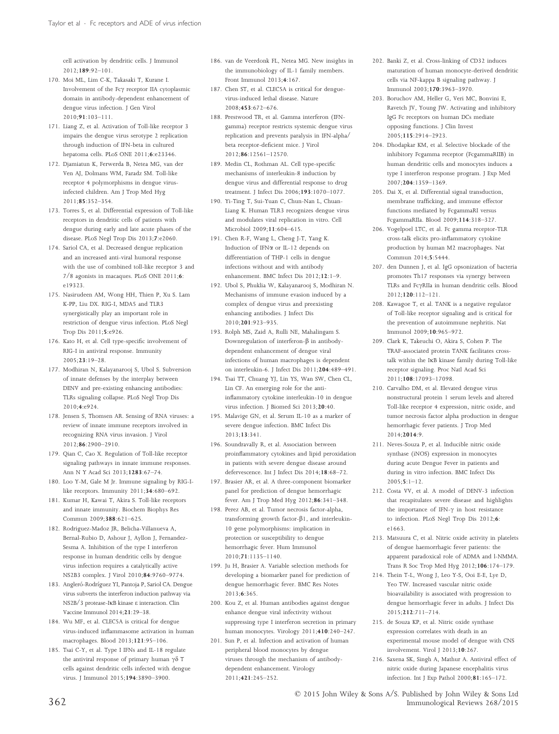cell activation by dendritic cells. J Immunol 2012;**189**:92–101.

170. Moi ML, Lim C-K, Takasaki T, Kurane I. Involvement of the Fcγ receptor IIA cytoplasmic domain in antibody-dependent enhancement of dengue virus infection. J Gen Virol 2010;**91**:103–111.
171. Liang Z, et al. Activation of Toll-like receptor 3 impairs the dengue virus serotype 2 replication through induction of IFN-beta in cultured hepatoma cells. PLoS ONE 2011;**6**:e23346.
172. Djamiatun K, Ferwerda B, Netea MG, van der Ven AJ, Dolmans WM, Faradz SM. Toll-like receptor 4 polymorphisms in dengue virus-infected children. Am J Trop Med Hyg 2011;**85**:352–354.
173. Torres S, et al. Differential expression of Toll-like receptors in dendritic cells of patients with dengue during early and late acute phases of the disease. PLoS Negl Trop Dis 2013;**7**:e2060.
174. Sariol CA, et al. Decreased dengue replication and an increased anti-viral humoral response with the use of combined toll-like receptor 3 and 7/8 agonists in macaques. PLoS ONE 2011;**6**:e19323.
175. Nasirudeen AM, Wong HH, Thien P, Xu S. Lam K-PP, Liu DX. RIG-I, MDA5 and TLR3 synergistically play an important role in restriction of dengue virus infection. PLoS Negl Trop Dis 2011;**5**:e926.
176. Kato H, et al. Cell type-specific involvement of RIG-I in antiviral response. Immunity 2005;**23**:19–28.
177. Modhiran N, Kalayanarooj S, Ubol S. Subversion of innate defenses by the interplay between DENV and pre-existing enhancing antibodies: TLRs signaling collapse. PLoS Negl Trop Dis 2010;**4**:e924.
178. Jensen S, Thomsen AR. Sensing of RNA viruses: a review of innate immune receptors involved in recognizing RNA virus invasion. J Virol 2012;**86**:2900–2910.
179. Qian C, Cao X. Regulation of Toll-like receptor signaling pathways in innate immune responses. Ann N Y Acad Sci 2013;**1283**:67–74.
180. Loo Y-M, Gale M Jr. Immune signaling by RIG-I-like receptors. Immunity 2011;**34**:680–692.
181. Kumar H, Kawai T, Akira S. Toll-like receptors and innate immunity. Biochem Biophys Res Commun 2009;**388**:621–625.
182. Rodriguez-Madoz JR, Belicha-Villanueva A, Bernal-Rubio D, Ashour J, Ayllon J, Fernandez-Sesma A. Inhibition of the type I interferon response in human dendritic cells by dengue virus infection requires a catalytically active NS2B3 complex. J Virol 2010;**84**:9760–9774.
183. Angleró-Rodríguez YI, Pantoja P, Sariol CA. Dengue virus subverts the interferon induction pathway via NS2B/3 protease-IκB kinase ε interaction. Clin Vaccine Immunol 2014;**21**:29–38.
184. Wu MF, et al. CLEC5A is critical for dengue virus-induced inflammasome activation in human macrophages. Blood 2013;**121**:95–106.
185. Tsai C-Y, et al. Type I IFNs and IL-18 regulate the antiviral response of primary human γδ T cells against dendritic cells infected with dengue virus. J Immunol 2015;**194**:3890–3900.
186. van de Veerdonk FL, Netea MG. New insights in the immunobiology of IL-1 family members. Front Immunol 2013;**4**:167.
187. Chen ST, et al. CLEC5A is critical for dengue-virus-induced lethal disease. Nature 2008;**453**:672–676.
188. Prestwood TR, et al. Gamma interferon (IFN-gamma) receptor restricts systemic dengue virus replication and prevents paralysis in IFN-alpha/beta receptor-deficient mice. J Virol 2012;**86**:12561–12570.
189. Medin CL, Rothman AL. Cell type-specific mechanisms of interleukin-8 induction by dengue virus and differential response to drug treatment. J Infect Dis 2006;**193**:1070–1077.
190. Yi-Ting T, Sui-Yuan C, Chun-Nan L, Chuan-Liang K. Human TLR3 recognizes dengue virus and modulates viral replication in vitro. Cell Microbiol 2009;**11**:604–615.
191. Chen R-F, Wang L, Cheng J-T, Yang K. Induction of IFNα or IL-12 depends on differentiation of THP-1 cells in dengue infections without and with antibody enhancement. BMC Infect Dis 2012;**12**:1–9.
192. Ubol S, Phuklia W, Kalayanarooj S, Modhiran N. Mechanisms of immune evasion induced by a complex of dengue virus and preexisting enhancing antibodies. J Infect Dis 2010;**201**:923–935.
193. Rolph MS, Zaid A, Rulli NE, Mahalingam S. Downregulation of interferon-β in antibody-dependent enhancement of dengue viral infections of human macrophages is dependent on interleukin-6. J Infect Dis 2011;**204**:489–491.
194. Tsai TT, Chuang YJ, Lin YS, Wan SW, Chen CL, Lin CF. An emerging role for the anti-inflammatory cytokine interleukin-10 in dengue virus infection. J Biomed Sci 2013;**20**:40.
195. Malavige GN, et al. Serum IL-10 as a marker of severe dengue infection. BMC Infect Dis 2013;**13**:341.
196. Soundravally R, et al. Association between proinflammatory cytokines and lipid peroxidation in patients with severe dengue disease around defervescence. Int J Infect Dis 2014;**18**:68–72.
197. Brasier AR, et al. A three-component biomarker panel for prediction of dengue hemorrhagic fever. Am J Trop Med Hyg 2012;**86**:341–348.
198. Perez AB, et al. Tumor necrosis factor-alpha, transforming growth factor-β1, and interleukin-10 gene polymorphisms: implication in protection or susceptibility to dengue hemorrhagic fever. Hum Immunol 2010;**71**:1135–1140.
199. Ju H, Brasier A. Variable selection methods for developing a biomarker panel for prediction of dengue hemorrhagic fever. BMC Res Notes 2013;**6**:365.
200. Kou Z, et al. Human antibodies against dengue enhance dengue viral infectivity without suppressing type I interferon secretion in primary human monocytes. Virology 2011;**410**:240–247.
201. Sun P, et al. Infection and activation of human peripheral blood monocytes by dengue viruses through the mechanism of antibody-dependent enhancement. Virology 2011;**421**:245–252.
202. Banki Z, et al. Cross-linking of CD32 induces maturation of human monocyte-derived dendritic cells via NF-kappa B signaling pathway. J Immunol 2003;**170**:3963–3970.
203. Boruchov AM, Heller G, Veri MC, Bonvini E, Ravetch JV, Young JW. Activating and inhibitory IgG Fc receptors on human DCs mediate opposing functions. J Clin Invest 2005;**115**:2914–2923.
204. Dhodapkar KM, et al. Selective blockade of the inhibitory Fcgamma receptor (FcgammaRIIB) in human dendritic cells and monocytes induces a type I interferon response program. J Exp Med 2007;**204**:1359–1369.
205. Dai X, et al. Differential signal transduction, membrane trafficking, and immune effector functions mediated by FcgammaRI versus FcgammaRIIa. Blood 2009;**114**:318–327.
206. Vogelpoel LTC, et al. Fc gamma receptor-TLR cross-talk elicits pro-inflammatory cytokine production by human M2 macrophages. Nat Commun 2014;**5**:5444.
207. den Dunnen J, et al. IgG opsonization of bacteria promotes Th17 responses via synergy between TLRs and FcγRIIa in human dendritic cells. Blood 2012;**120**:112–121.
208. Kawagoe T, et al. TANK is a negative regulator of Toll-like receptor signaling and is critical for the prevention of autoimmune nephritis. Nat Immunol 2009;**10**:965–972.
209. Clark K, Takeuchi O, Akira S, Cohen P. The TRAF-associated protein TANK facilitates cross-talk within the IκB kinase family during Toll-like receptor signaling. Proc Natl Acad Sci 2011;**108**:17093–17098.
210. Carvalho DM, et al. Elevated dengue virus nonstructural protein 1 serum levels and altered Toll-like receptor 4 expression, nitric oxide, and tumor necrosis factor alpha production in dengue hemorrhagic fever patients. J Trop Med 2014;**2014**:9.
211. Neves-Souza P, et al. Inducible nitric oxide synthase (iNOS) expression in monocytes during acute Dengue Fever in patients and during in vitro infection. BMC Infect Dis 2005;**5**:1–12.
212. Costa VV, et al. A model of DENV-3 infection that recapitulates severe disease and highlights the importance of IFN-γ in host resistance to infection. PLoS Negl Trop Dis 2012;**6**:e1663.
213. Matsuura C, et al. Nitric oxide activity in platelets of dengue haemorrhagic fever patients: the apparent paradoxical role of ADMA and l-NMMA. Trans R Soc Trop Med Hyg 2012;**106**:174–179.
214. Thein T-L, Wong J, Leo Y-S, Ooi E-E, Lye D, Yeo TW. Increased vascular nitric oxide bioavailability is associated with progression to dengue hemorrhagic fever in adults. J Infect Dis 2015;**212**:711–714.
215. de Souza KP, et al. Nitric oxide synthase expression correlates with death in an experimental mouse model of dengue with CNS involvement. Virol J 2013;**10**:267.
216. Saxena SK, Singh A, Mathur A. Antiviral effect of nitric oxide during Japanese encephalitis virus infection. Int J Exp Pathol 2000;**81**:165–172.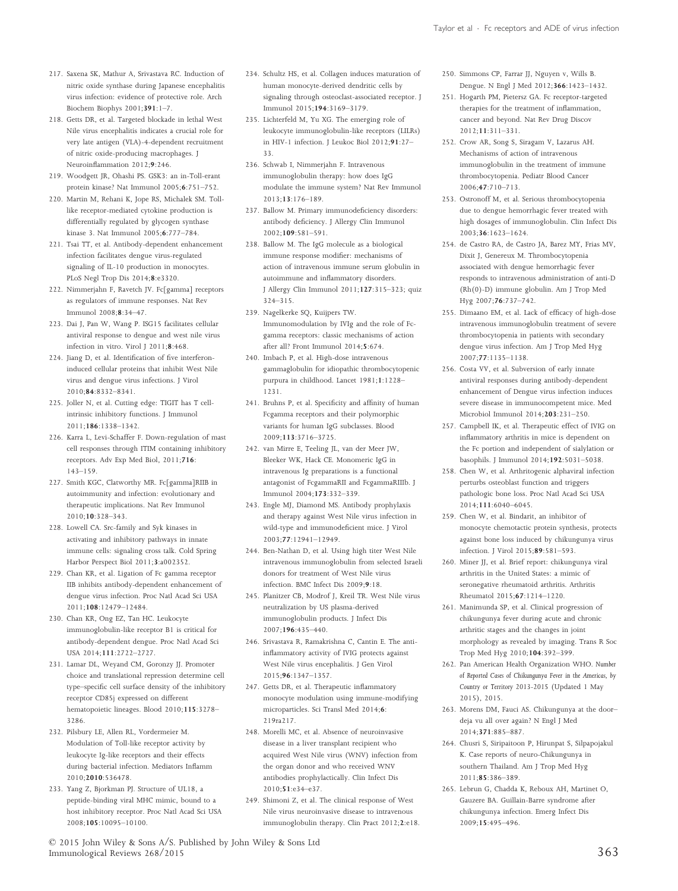217. Saxena SK, Mathur A, Srivastava RC. Induction of nitric oxide synthase during Japanese encephalitis virus infection: evidence of protective role. Arch Biochem Biophys 2001;**391**:1–7.

218. Getts DR, et al. Targeted blockade in lethal West Nile virus encephalitis indicates a crucial role for very late antigen (VLA)-4-dependent recruitment of nitric oxide-producing macrophages. J Neuroinflammation 2012;**9**:246.

219. Woodgett JR, Ohashi PS. GSK3: an in-Toll-erant protein kinase? Nat Immunol 2005;**6**:751–752.

220. Martin M, Rehani K, Jope RS, Michalek SM. Toll-like receptor-mediated cytokine production is differentially regulated by glycogen synthase kinase 3. Nat Immunol 2005;**6**:777–784.

221. Tsai TT, et al. Antibody-dependent enhancement infection facilitates dengue virus-regulated signaling of IL-10 production in monocytes. PLoS Negl Trop Dis 2014;**8**:e3320.

222. Nimmerjahn F, Ravetch JV. Fc[gamma] receptors as regulators of immune responses. Nat Rev Immunol 2008;**8**:34–47.

223. Dai J, Pan W, Wang P. ISG15 facilitates cellular antiviral response to dengue and west nile virus infection in vitro. Virol J 2011;**8**:468.

224. Jiang D, et al. Identification of five interferon-induced cellular proteins that inhibit West Nile virus and dengue virus infections. J Virol 2010;**84**:8332–8341.

225. Joller N, et al. Cutting edge: TIGIT has T cell-intrinsic inhibitory functions. J Immunol 2011;**186**:1338–1342.

226. Karra L, Levi-Schaffer F. Down-regulation of mast cell responses through ITIM containing inhibitory receptors. Adv Exp Med Biol, 2011;**716**: 143–159.

227. Smith KGC, Clatworthy MR. Fc[gamma]RIIB in autoimmunity and infection: evolutionary and therapeutic implications. Nat Rev Immunol 2010;**10**:328–343.

228. Lowell CA. Src-family and Syk kinases in activating and inhibitory pathways in innate immune cells: signaling cross talk. Cold Spring Harbor Perspect Biol 2011;**3**:a002352.

229. Chan KR, et al. Ligation of Fc gamma receptor IIB inhibits antibody-dependent enhancement of dengue virus infection. Proc Natl Acad Sci USA 2011;**108**:12479–12484.

230. Chan KR, Ong EZ, Tan HC. Leukocyte immunoglobulin-like receptor B1 is critical for antibody-dependent dengue. Proc Natl Acad Sci USA 2014;**111**:2722–2727.

231. Lamar DL, Weyand CM, Goronzy JJ. Promoter choice and translational repression determine cell type–specific cell surface density of the inhibitory receptor CD85j expressed on different hematopoietic lineages. Blood 2010;**115**:3278–3286.

232. Pilsbury LE, Allen RL, Vordermeier M. Modulation of Toll-like receptor activity by leukocyte Ig-like receptors and their effects during bacterial infection. Mediators Inflamm 2010;**2010**:536478.

233. Yang Z, Bjorkman PJ. Structure of UL18, a peptide-binding viral MHC mimic, bound to a host inhibitory receptor. Proc Natl Acad Sci USA 2008;**105**:10095–10100.

234. Schultz HS, et al. Collagen induces maturation of human monocyte-derived dendritic cells by signaling through osteoclast-associated receptor. J Immunol 2015;**194**:3169–3179.

235. Lichterfeld M, Yu XG. The emerging role of leukocyte immunoglobulin-like receptors (LILRs) in HIV-1 infection. J Leukoc Biol 2012;**91**:27–33.

236. Schwab I, Nimmerjahn F. Intravenous immunoglobulin therapy: how does IgG modulate the immune system? Nat Rev Immunol 2013;**13**:176–189.

237. Ballow M. Primary immunodeficiency disorders: antibody deficiency. J Allergy Clin Immunol 2002;**109**:581–591.

238. Ballow M. The IgG molecule as a biological immune response modifier: mechanisms of action of intravenous immune serum globulin in autoimmune and inflammatory disorders. J Allergy Clin Immunol 2011;**127**:315–323; quiz 324–315.

239. Nagelkerke SQ, Kuijpers TW. Immunomodulation by IVIg and the role of Fc-gamma receptors: classic mechanisms of action after all? Front Immunol 2014;**5**:674.

240. Imbach P, et al. High-dose intravenous gammaglobulin for idiopathic thrombocytopenic purpura in childhood. Lancet 1981;**1**:1228–1231.

241. Bruhns P, et al. Specificity and affinity of human Fcgamma receptors and their polymorphic variants for human IgG subclasses. Blood 2009;**113**:3716–3725.

242. van Mirre E, Teeling JL, van der Meer JW, Bleeker WK, Hack CE. Monomeric IgG in intravenous Ig preparations is a functional antagonist of FcgammaRII and FcgammaRIIIb. J Immunol 2004;**173**:332–339.

243. Engle MJ, Diamond MS. Antibody prophylaxis and therapy against West Nile virus infection in wild-type and immunodeficient mice. J Virol 2003;**77**:12941–12949.

244. Ben-Nathan D, et al. Using high titer West Nile intravenous immunoglobulin from selected Israeli donors for treatment of West Nile virus infection. BMC Infect Dis 2009;**9**:18.

245. Planitzer CB, Modrof J, Kreil TR. West Nile virus neutralization by US plasma-derived immunoglobulin products. J Infect Dis 2007;**196**:435–440.

246. Srivastava R, Ramakrishna C, Cantin E. The anti-inflammatory activity of IVIG protects against West Nile virus encephalitis. J Gen Virol 2015;**96**:1347–1357.

247. Getts DR, et al. Therapeutic inflammatory monocyte modulation using immune-modifying microparticles. Sci Transl Med 2014;**6**: 219ra217.

248. Morelli MC, et al. Absence of neuroinvasive disease in a liver transplant recipient who acquired West Nile virus (WNV) infection from the organ donor and who received WNV antibodies prophylactically. Clin Infect Dis 2010;**51**:e34–e37.

249. Shimoni Z, et al. The clinical response of West Nile virus neuroinvasive disease to intravenous immunoglobulin therapy. Clin Pract 2012;**2**:e18.

250. Simmons CP, Farrar JJ, Nguyen v, Wills B. Dengue. N Engl J Med 2012;**366**:1423–1432.

251. Hogarth PM, Pietersz GA. Fc receptor-targeted therapies for the treatment of inflammation, cancer and beyond. Nat Rev Drug Discov 2012;**11**:311–331.

252. Crow AR, Song S, Siragam V, Lazarus AH. Mechanisms of action of intravenous immunoglobulin in the treatment of immune thrombocytopenia. Pediatr Blood Cancer 2006;**47**:710–713.

253. Ostronoff M, et al. Serious thrombocytopenia due to dengue hemorrhagic fever treated with high dosages of immunoglobulin. Clin Infect Dis 2003;**36**:1623–1624.

254. de Castro RA, de Castro JA, Barez MY, Frias MV, Dixit J, Genereux M. Thrombocytopenia associated with dengue hemorrhagic fever responds to intravenous administration of anti-D (Rh(0)-D) immune globulin. Am J Trop Med Hyg 2007;**76**:737–742.

255. Dimaano EM, et al. Lack of efficacy of high-dose intravenous immunoglobulin treatment of severe thrombocytopenia in patients with secondary dengue virus infection. Am J Trop Med Hyg 2007;**77**:1135–1138.

256. Costa VV, et al. Subversion of early innate antiviral responses during antibody-dependent enhancement of Dengue virus infection induces severe disease in immunocompetent mice. Med Microbiol Immunol 2014;**203**:231–250.

257. Campbell IK, et al. Therapeutic effect of IVIG on inflammatory arthritis in mice is dependent on the Fc portion and independent of sialylation or basophils. J Immunol 2014;**192**:5031–5038.

258. Chen W, et al. Arthritogenic alphaviral infection perturbs osteoblast function and triggers pathologic bone loss. Proc Natl Acad Sci USA 2014;**111**:6040–6045.

259. Chen W, et al. Bindarit, an inhibitor of monocyte chemotactic protein synthesis, protects against bone loss induced by chikungunya virus infection. J Virol 2015;**89**:581–593.

260. Miner JJ, et al. Brief report: chikungunya viral arthritis in the United States: a mimic of seronegative rheumatoid arthritis. Arthritis Rheumatol 2015;**67**:1214–1220.

261. Manimunda SP, et al. Clinical progression of chikungunya fever during acute and chronic arthritic stages and the changes in joint morphology as revealed by imaging. Trans R Soc Trop Med Hyg 2010;**104**:392–399.

262. Pan American Health Organization WHO. *Number of Reported Cases of Chikungunya Fever in the Americas, by Country or Territory 2013-2015* (Updated 1 May 2015), 2015.

263. Morens DM, Fauci AS. Chikungunya at the door–deja vu all over again? N Engl J Med 2014;**371**:885–887.

264. Chusri S, Siripaitoon P, Hirunpat S, Silpapojakul K. Case reports of neuro-Chikungunya in southern Thailand. Am J Trop Med Hyg 2011;**85**:386–389.

265. Lebrun G, Chadda K, Reboux AH, Martinet O, Gauzere BA. Guillain-Barre syndrome after chikungunya infection. Emerg Infect Dis 2009;**15**:495–496.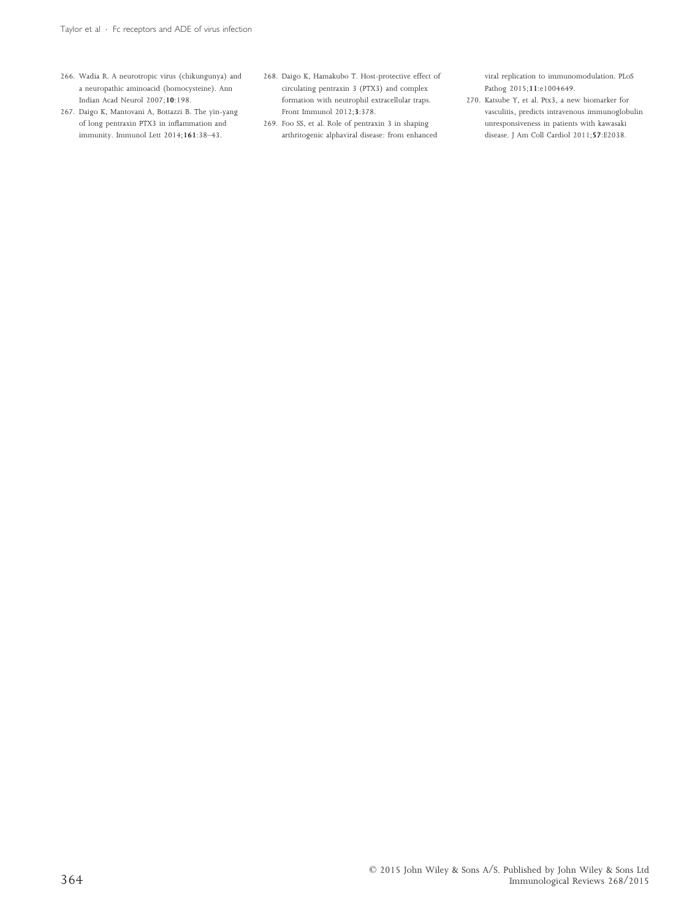266. Wadia R. A neurotropic virus (chikungunya) and a neuropathic aminoacid (homocysteine). Ann Indian Acad Neurol 2007;**10**:198.
267. Daigo K, Mantovani A, Bottazzi B. The yin-yang of long pentraxin PTX3 in inflammation and immunity. Immunol Lett 2014;**161**:38–43.
268. Daigo K, Hamakubo T. Host-protective effect of circulating pentraxin 3 (PTX3) and complex formation with neutrophil extracellular traps. Front Immunol 2012;**3**:378.
269. Foo SS, et al. Role of pentraxin 3 in shaping arthritogenic alphaviral disease: from enhanced viral replication to immunomodulation. PLoS Pathog 2015;**11**:e1004649.
270. Katsube Y, et al. Ptx3, a new biomarker for vasculitis, predicts intravenous immunoglobulin unresponsiveness in patients with kawasaki disease. J Am Coll Cardiol 2011;**57**:E2038.

© 2015 John Wiley & Sons A/S. Published by John Wiley & Sons Ltd